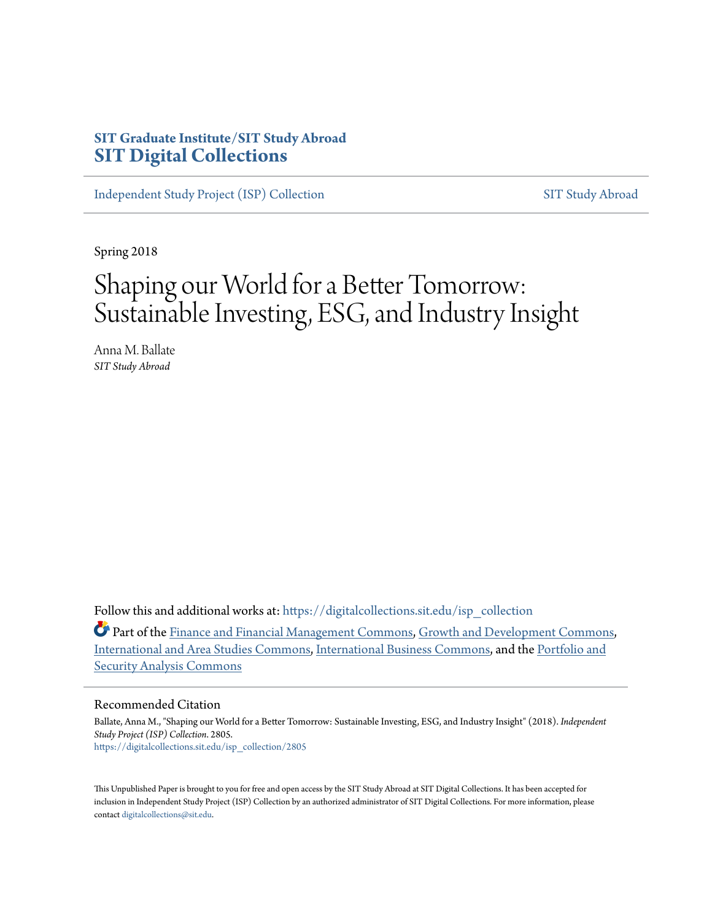**SIT Graduate Institute/SIT Study Abroad**
**SIT Digital Collections**

Independent Study Project (ISP) Collection | SIT Study Abroad

Spring 2018

# Shaping our World for a Better Tomorrow: Sustainable Investing, ESG, and Industry Insight

Anna M. Ballate
*SIT Study Abroad*

Follow this and additional works at: https://digitalcollections.sit.edu/isp_collection

Part of the Finance and Financial Management Commons, Growth and Development Commons, International and Area Studies Commons, International Business Commons, and the Portfolio and Security Analysis Commons

## Recommended Citation

Ballate, Anna M., "Shaping our World for a Better Tomorrow: Sustainable Investing, ESG, and Industry Insight" (2018). *Independent Study Project (ISP) Collection*. 2805.
https://digitalcollections.sit.edu/isp_collection/2805

This Unpublished Paper is brought to you for free and open access by the SIT Study Abroad at SIT Digital Collections. It has been accepted for inclusion in Independent Study Project (ISP) Collection by an authorized administrator of SIT Digital Collections. For more information, please contact digitalcollections@sit.edu.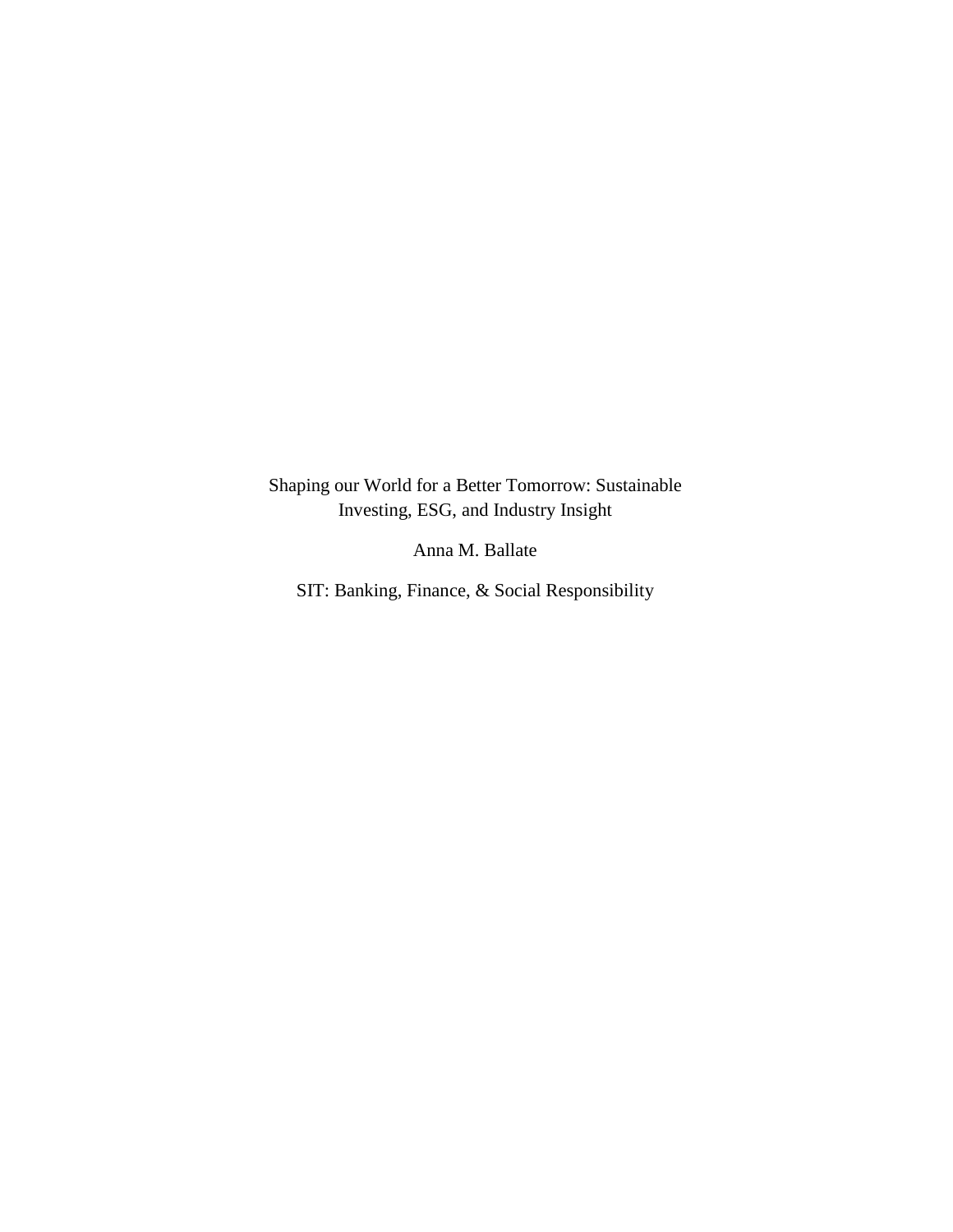Shaping our World for a Better Tomorrow: Sustainable Investing, ESG, and Industry Insight

Anna M. Ballate

SIT: Banking, Finance, & Social Responsibility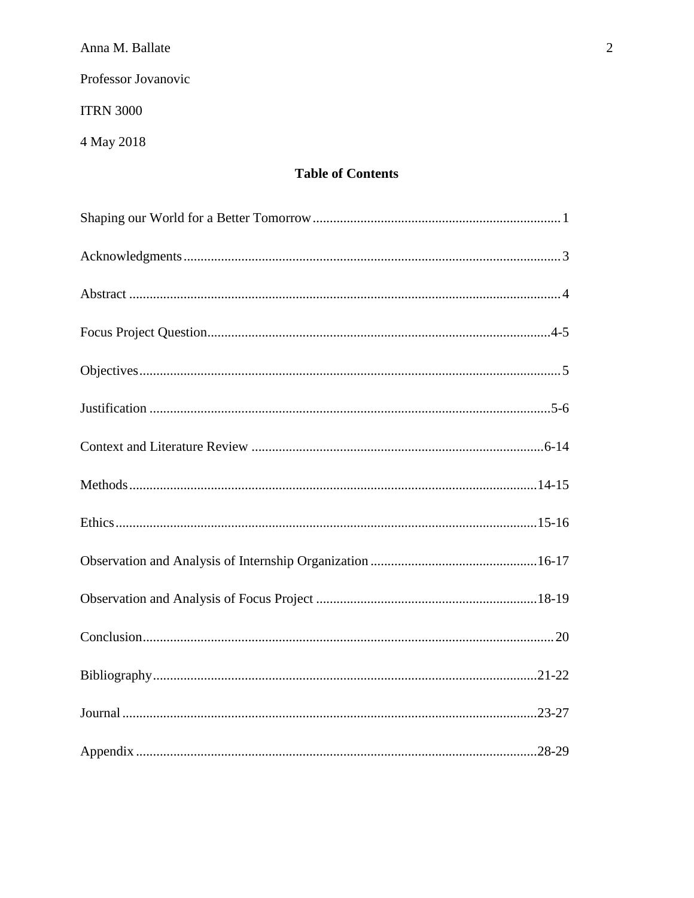Anna M. Ballate

Professor Jovanovic

ITRN 3000

4 May 2018

## Table of Contents

Shaping our World for a Better Tomorrow........................................................................1

Acknowledgments.............................................................................................................3

Abstract .............................................................................................................................4

Focus Project Question....................................................................................................4-5

Objectives..........................................................................................................................5

Justification ....................................................................................................................5-6

Context and Literature Review .....................................................................................6-14

Methods.......................................................................................................................14-15

Ethics...........................................................................................................................15-16

Observation and Analysis of Internship Organization .................................................16-17

Observation and Analysis of Focus Project .................................................................18-19

Conclusion.......................................................................................................................20

Bibliography.................................................................................................................21-22

Journal .........................................................................................................................23-27

Appendix .....................................................................................................................28-29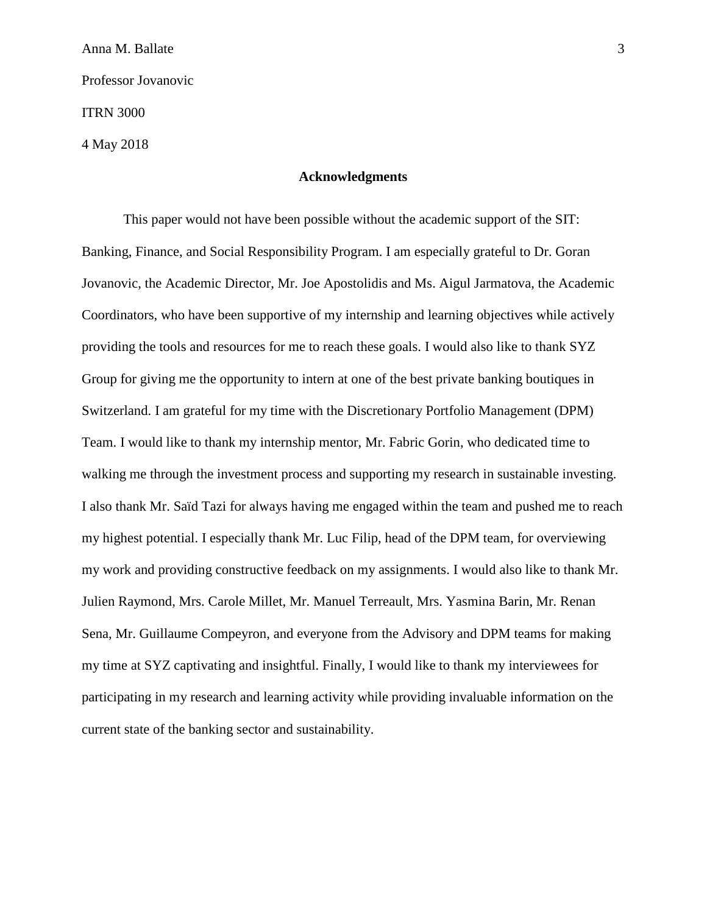Anna M. Ballate

Professor Jovanovic

ITRN 3000

4 May 2018

## Acknowledgments

This paper would not have been possible without the academic support of the SIT: Banking, Finance, and Social Responsibility Program. I am especially grateful to Dr. Goran Jovanovic, the Academic Director, Mr. Joe Apostolidis and Ms. Aigul Jarmatova, the Academic Coordinators, who have been supportive of my internship and learning objectives while actively providing the tools and resources for me to reach these goals. I would also like to thank SYZ Group for giving me the opportunity to intern at one of the best private banking boutiques in Switzerland. I am grateful for my time with the Discretionary Portfolio Management (DPM) Team. I would like to thank my internship mentor, Mr. Fabric Gorin, who dedicated time to walking me through the investment process and supporting my research in sustainable investing. I also thank Mr. Saïd Tazi for always having me engaged within the team and pushed me to reach my highest potential. I especially thank Mr. Luc Filip, head of the DPM team, for overviewing my work and providing constructive feedback on my assignments. I would also like to thank Mr. Julien Raymond, Mrs. Carole Millet, Mr. Manuel Terreault, Mrs. Yasmina Barin, Mr. Renan Sena, Mr. Guillaume Compeyron, and everyone from the Advisory and DPM teams for making my time at SYZ captivating and insightful. Finally, I would like to thank my interviewees for participating in my research and learning activity while providing invaluable information on the current state of the banking sector and sustainability.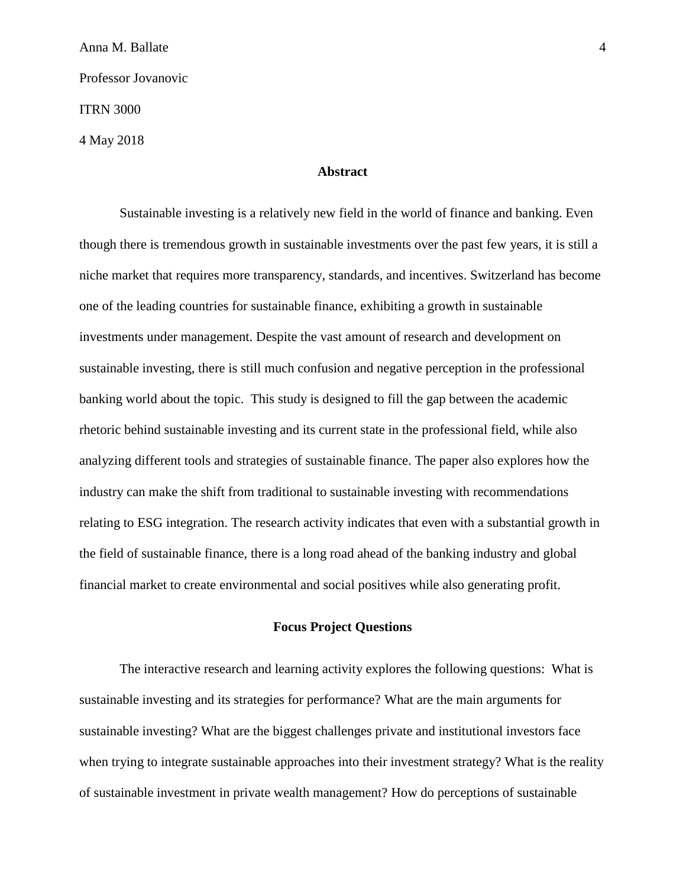Anna M. Ballate

Professor Jovanovic

ITRN 3000

4 May 2018

## Abstract

Sustainable investing is a relatively new field in the world of finance and banking. Even though there is tremendous growth in sustainable investments over the past few years, it is still a niche market that requires more transparency, standards, and incentives. Switzerland has become one of the leading countries for sustainable finance, exhibiting a growth in sustainable investments under management. Despite the vast amount of research and development on sustainable investing, there is still much confusion and negative perception in the professional banking world about the topic. This study is designed to fill the gap between the academic rhetoric behind sustainable investing and its current state in the professional field, while also analyzing different tools and strategies of sustainable finance. The paper also explores how the industry can make the shift from traditional to sustainable investing with recommendations relating to ESG integration. The research activity indicates that even with a substantial growth in the field of sustainable finance, there is a long road ahead of the banking industry and global financial market to create environmental and social positives while also generating profit.

## Focus Project Questions

The interactive research and learning activity explores the following questions: What is sustainable investing and its strategies for performance? What are the main arguments for sustainable investing? What are the biggest challenges private and institutional investors face when trying to integrate sustainable approaches into their investment strategy? What is the reality of sustainable investment in private wealth management? How do perceptions of sustainable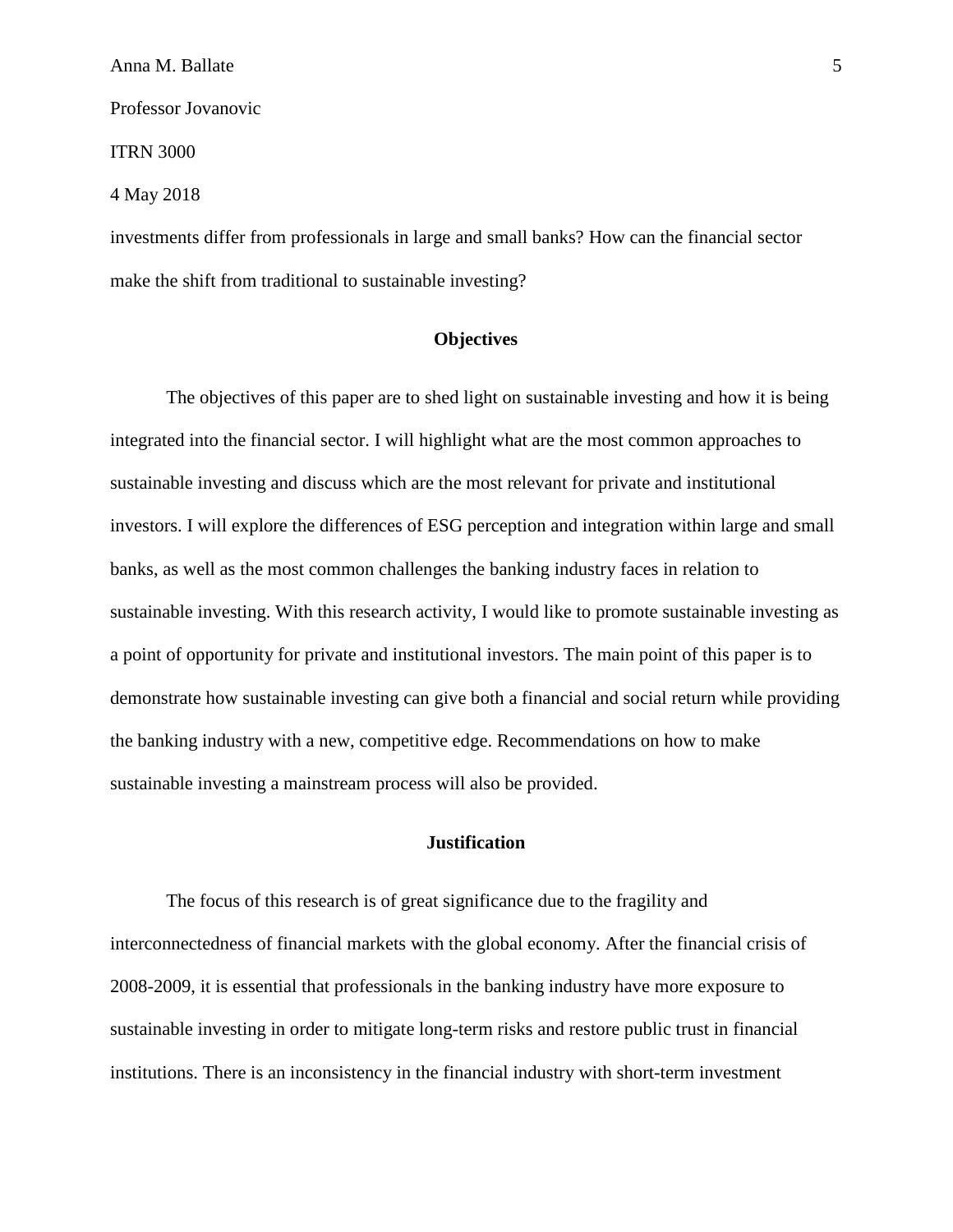investments differ from professionals in large and small banks? How can the financial sector make the shift from traditional to sustainable investing?

## Objectives

The objectives of this paper are to shed light on sustainable investing and how it is being integrated into the financial sector. I will highlight what are the most common approaches to sustainable investing and discuss which are the most relevant for private and institutional investors. I will explore the differences of ESG perception and integration within large and small banks, as well as the most common challenges the banking industry faces in relation to sustainable investing. With this research activity, I would like to promote sustainable investing as a point of opportunity for private and institutional investors. The main point of this paper is to demonstrate how sustainable investing can give both a financial and social return while providing the banking industry with a new, competitive edge. Recommendations on how to make sustainable investing a mainstream process will also be provided.

## Justification

The focus of this research is of great significance due to the fragility and interconnectedness of financial markets with the global economy. After the financial crisis of 2008-2009, it is essential that professionals in the banking industry have more exposure to sustainable investing in order to mitigate long-term risks and restore public trust in financial institutions. There is an inconsistency in the financial industry with short-term investment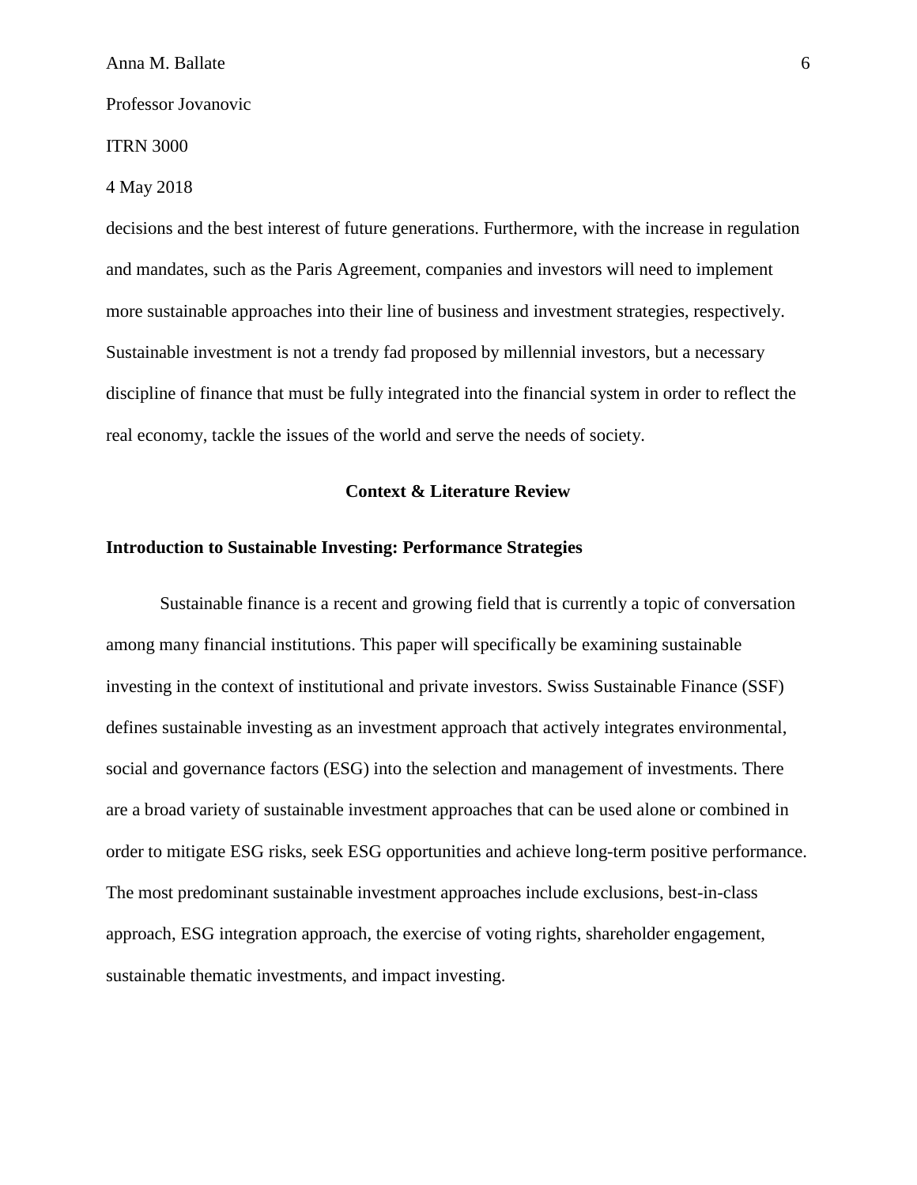decisions and the best interest of future generations. Furthermore, with the increase in regulation and mandates, such as the Paris Agreement, companies and investors will need to implement more sustainable approaches into their line of business and investment strategies, respectively. Sustainable investment is not a trendy fad proposed by millennial investors, but a necessary discipline of finance that must be fully integrated into the financial system in order to reflect the real economy, tackle the issues of the world and serve the needs of society.

## Context & Literature Review

### Introduction to Sustainable Investing: Performance Strategies

Sustainable finance is a recent and growing field that is currently a topic of conversation among many financial institutions. This paper will specifically be examining sustainable investing in the context of institutional and private investors. Swiss Sustainable Finance (SSF) defines sustainable investing as an investment approach that actively integrates environmental, social and governance factors (ESG) into the selection and management of investments. There are a broad variety of sustainable investment approaches that can be used alone or combined in order to mitigate ESG risks, seek ESG opportunities and achieve long-term positive performance. The most predominant sustainable investment approaches include exclusions, best-in-class approach, ESG integration approach, the exercise of voting rights, shareholder engagement, sustainable thematic investments, and impact investing.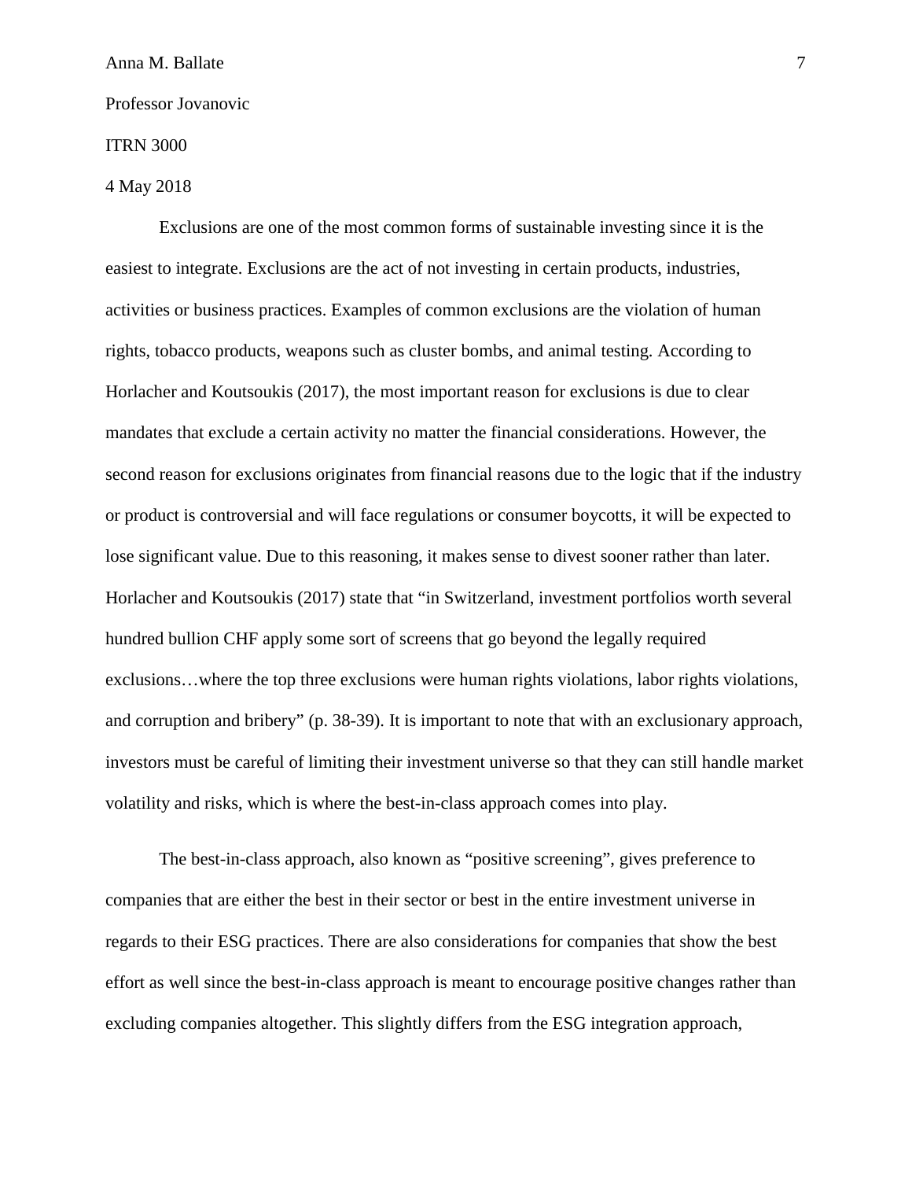Anna M. Ballate

Professor Jovanovic

ITRN 3000

4 May 2018

Exclusions are one of the most common forms of sustainable investing since it is the easiest to integrate. Exclusions are the act of not investing in certain products, industries, activities or business practices. Examples of common exclusions are the violation of human rights, tobacco products, weapons such as cluster bombs, and animal testing. According to Horlacher and Koutsoukis (2017), the most important reason for exclusions is due to clear mandates that exclude a certain activity no matter the financial considerations. However, the second reason for exclusions originates from financial reasons due to the logic that if the industry or product is controversial and will face regulations or consumer boycotts, it will be expected to lose significant value. Due to this reasoning, it makes sense to divest sooner rather than later. Horlacher and Koutsoukis (2017) state that "in Switzerland, investment portfolios worth several hundred bullion CHF apply some sort of screens that go beyond the legally required exclusions…where the top three exclusions were human rights violations, labor rights violations, and corruption and bribery" (p. 38-39). It is important to note that with an exclusionary approach, investors must be careful of limiting their investment universe so that they can still handle market volatility and risks, which is where the best-in-class approach comes into play.

The best-in-class approach, also known as "positive screening", gives preference to companies that are either the best in their sector or best in the entire investment universe in regards to their ESG practices. There are also considerations for companies that show the best effort as well since the best-in-class approach is meant to encourage positive changes rather than excluding companies altogether. This slightly differs from the ESG integration approach,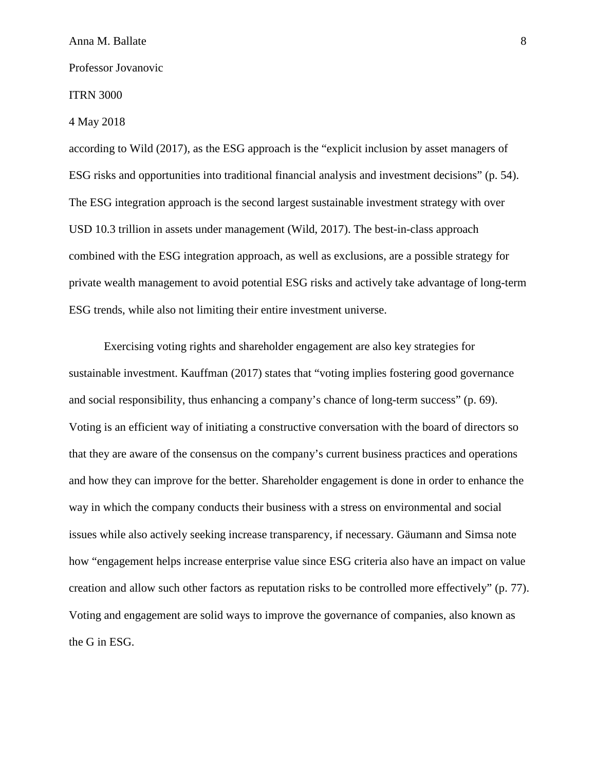according to Wild (2017), as the ESG approach is the "explicit inclusion by asset managers of ESG risks and opportunities into traditional financial analysis and investment decisions" (p. 54). The ESG integration approach is the second largest sustainable investment strategy with over USD 10.3 trillion in assets under management (Wild, 2017). The best-in-class approach combined with the ESG integration approach, as well as exclusions, are a possible strategy for private wealth management to avoid potential ESG risks and actively take advantage of long-term ESG trends, while also not limiting their entire investment universe.

Exercising voting rights and shareholder engagement are also key strategies for sustainable investment. Kauffman (2017) states that "voting implies fostering good governance and social responsibility, thus enhancing a company's chance of long-term success" (p. 69). Voting is an efficient way of initiating a constructive conversation with the board of directors so that they are aware of the consensus on the company's current business practices and operations and how they can improve for the better. Shareholder engagement is done in order to enhance the way in which the company conducts their business with a stress on environmental and social issues while also actively seeking increase transparency, if necessary. Gäumann and Simsa note how "engagement helps increase enterprise value since ESG criteria also have an impact on value creation and allow such other factors as reputation risks to be controlled more effectively" (p. 77). Voting and engagement are solid ways to improve the governance of companies, also known as the G in ESG.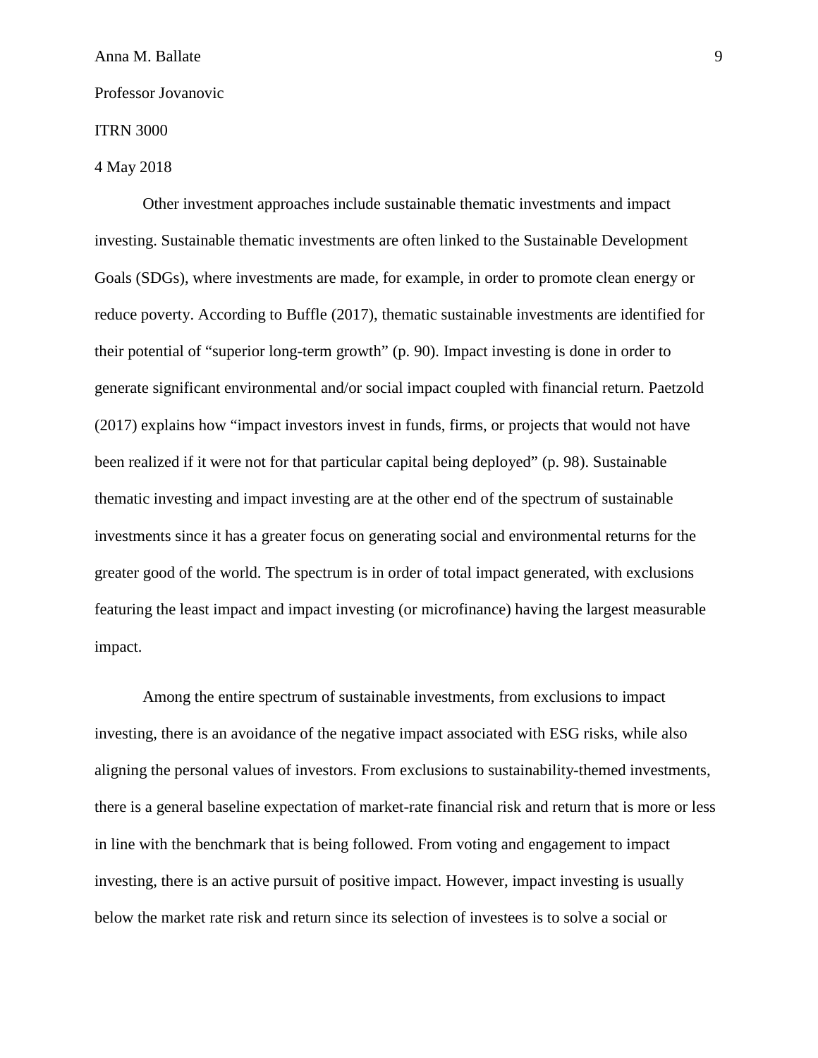Anna M. Ballate

Professor Jovanovic

ITRN 3000

4 May 2018

Other investment approaches include sustainable thematic investments and impact investing. Sustainable thematic investments are often linked to the Sustainable Development Goals (SDGs), where investments are made, for example, in order to promote clean energy or reduce poverty. According to Buffle (2017), thematic sustainable investments are identified for their potential of "superior long-term growth" (p. 90). Impact investing is done in order to generate significant environmental and/or social impact coupled with financial return. Paetzold (2017) explains how "impact investors invest in funds, firms, or projects that would not have been realized if it were not for that particular capital being deployed" (p. 98). Sustainable thematic investing and impact investing are at the other end of the spectrum of sustainable investments since it has a greater focus on generating social and environmental returns for the greater good of the world. The spectrum is in order of total impact generated, with exclusions featuring the least impact and impact investing (or microfinance) having the largest measurable impact.

Among the entire spectrum of sustainable investments, from exclusions to impact investing, there is an avoidance of the negative impact associated with ESG risks, while also aligning the personal values of investors. From exclusions to sustainability-themed investments, there is a general baseline expectation of market-rate financial risk and return that is more or less in line with the benchmark that is being followed. From voting and engagement to impact investing, there is an active pursuit of positive impact. However, impact investing is usually below the market rate risk and return since its selection of investees is to solve a social or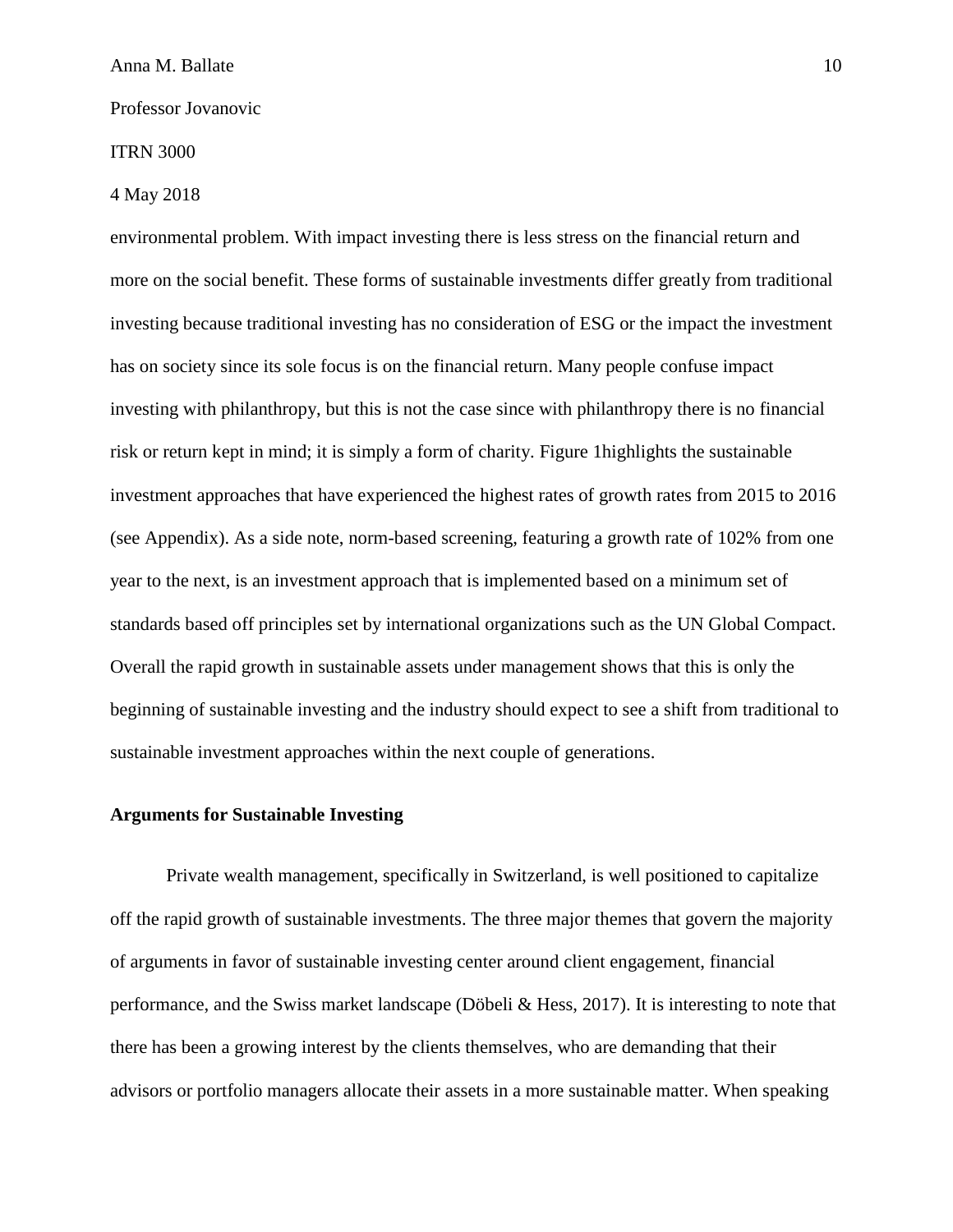environmental problem. With impact investing there is less stress on the financial return and more on the social benefit. These forms of sustainable investments differ greatly from traditional investing because traditional investing has no consideration of ESG or the impact the investment has on society since its sole focus is on the financial return. Many people confuse impact investing with philanthropy, but this is not the case since with philanthropy there is no financial risk or return kept in mind; it is simply a form of charity. Figure 1highlights the sustainable investment approaches that have experienced the highest rates of growth rates from 2015 to 2016 (see Appendix). As a side note, norm-based screening, featuring a growth rate of 102% from one year to the next, is an investment approach that is implemented based on a minimum set of standards based off principles set by international organizations such as the UN Global Compact. Overall the rapid growth in sustainable assets under management shows that this is only the beginning of sustainable investing and the industry should expect to see a shift from traditional to sustainable investment approaches within the next couple of generations.

**Arguments for Sustainable Investing**

Private wealth management, specifically in Switzerland, is well positioned to capitalize off the rapid growth of sustainable investments. The three major themes that govern the majority of arguments in favor of sustainable investing center around client engagement, financial performance, and the Swiss market landscape (Döbeli & Hess, 2017). It is interesting to note that there has been a growing interest by the clients themselves, who are demanding that their advisors or portfolio managers allocate their assets in a more sustainable matter. When speaking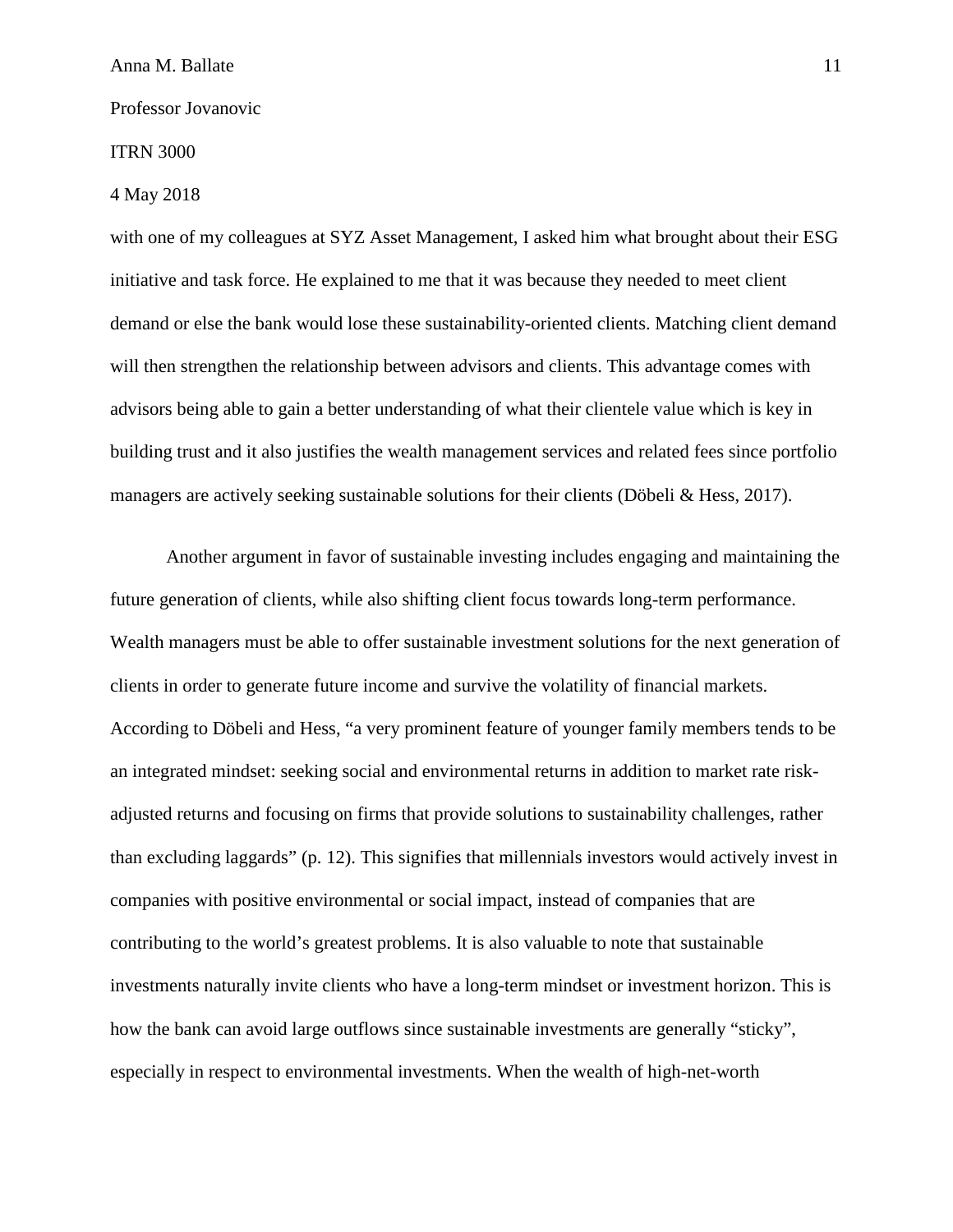with one of my colleagues at SYZ Asset Management, I asked him what brought about their ESG initiative and task force. He explained to me that it was because they needed to meet client demand or else the bank would lose these sustainability-oriented clients. Matching client demand will then strengthen the relationship between advisors and clients. This advantage comes with advisors being able to gain a better understanding of what their clientele value which is key in building trust and it also justifies the wealth management services and related fees since portfolio managers are actively seeking sustainable solutions for their clients (Döbeli & Hess, 2017).

Another argument in favor of sustainable investing includes engaging and maintaining the future generation of clients, while also shifting client focus towards long-term performance. Wealth managers must be able to offer sustainable investment solutions for the next generation of clients in order to generate future income and survive the volatility of financial markets. According to Döbeli and Hess, "a very prominent feature of younger family members tends to be an integrated mindset: seeking social and environmental returns in addition to market rate risk-adjusted returns and focusing on firms that provide solutions to sustainability challenges, rather than excluding laggards" (p. 12). This signifies that millennials investors would actively invest in companies with positive environmental or social impact, instead of companies that are contributing to the world's greatest problems. It is also valuable to note that sustainable investments naturally invite clients who have a long-term mindset or investment horizon. This is how the bank can avoid large outflows since sustainable investments are generally "sticky", especially in respect to environmental investments. When the wealth of high-net-worth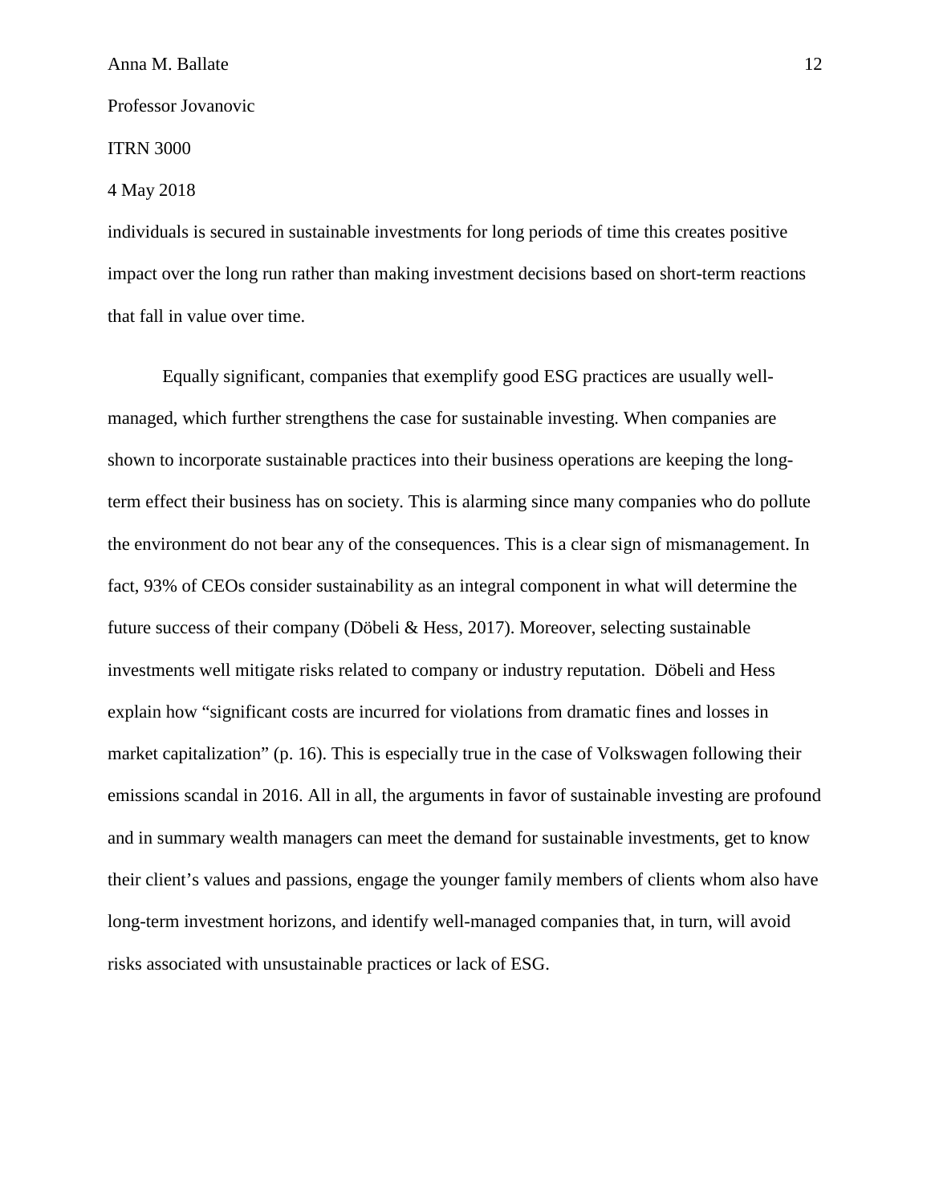individuals is secured in sustainable investments for long periods of time this creates positive impact over the long run rather than making investment decisions based on short-term reactions that fall in value over time.

Equally significant, companies that exemplify good ESG practices are usually well-managed, which further strengthens the case for sustainable investing. When companies are shown to incorporate sustainable practices into their business operations are keeping the long-term effect their business has on society. This is alarming since many companies who do pollute the environment do not bear any of the consequences. This is a clear sign of mismanagement. In fact, 93% of CEOs consider sustainability as an integral component in what will determine the future success of their company (Döbeli & Hess, 2017). Moreover, selecting sustainable investments well mitigate risks related to company or industry reputation. Döbeli and Hess explain how "significant costs are incurred for violations from dramatic fines and losses in market capitalization" (p. 16). This is especially true in the case of Volkswagen following their emissions scandal in 2016. All in all, the arguments in favor of sustainable investing are profound and in summary wealth managers can meet the demand for sustainable investments, get to know their client's values and passions, engage the younger family members of clients whom also have long-term investment horizons, and identify well-managed companies that, in turn, will avoid risks associated with unsustainable practices or lack of ESG.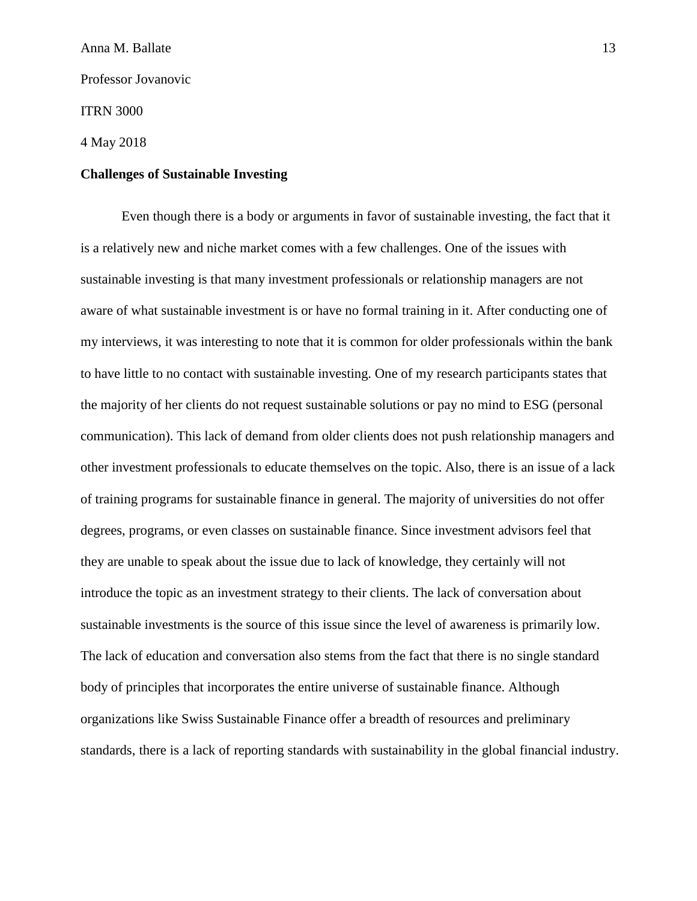Anna M. Ballate

Professor Jovanovic

ITRN 3000

4 May 2018

**Challenges of Sustainable Investing**

Even though there is a body or arguments in favor of sustainable investing, the fact that it is a relatively new and niche market comes with a few challenges. One of the issues with sustainable investing is that many investment professionals or relationship managers are not aware of what sustainable investment is or have no formal training in it. After conducting one of my interviews, it was interesting to note that it is common for older professionals within the bank to have little to no contact with sustainable investing. One of my research participants states that the majority of her clients do not request sustainable solutions or pay no mind to ESG (personal communication). This lack of demand from older clients does not push relationship managers and other investment professionals to educate themselves on the topic. Also, there is an issue of a lack of training programs for sustainable finance in general. The majority of universities do not offer degrees, programs, or even classes on sustainable finance. Since investment advisors feel that they are unable to speak about the issue due to lack of knowledge, they certainly will not introduce the topic as an investment strategy to their clients. The lack of conversation about sustainable investments is the source of this issue since the level of awareness is primarily low. The lack of education and conversation also stems from the fact that there is no single standard body of principles that incorporates the entire universe of sustainable finance. Although organizations like Swiss Sustainable Finance offer a breadth of resources and preliminary standards, there is a lack of reporting standards with sustainability in the global financial industry.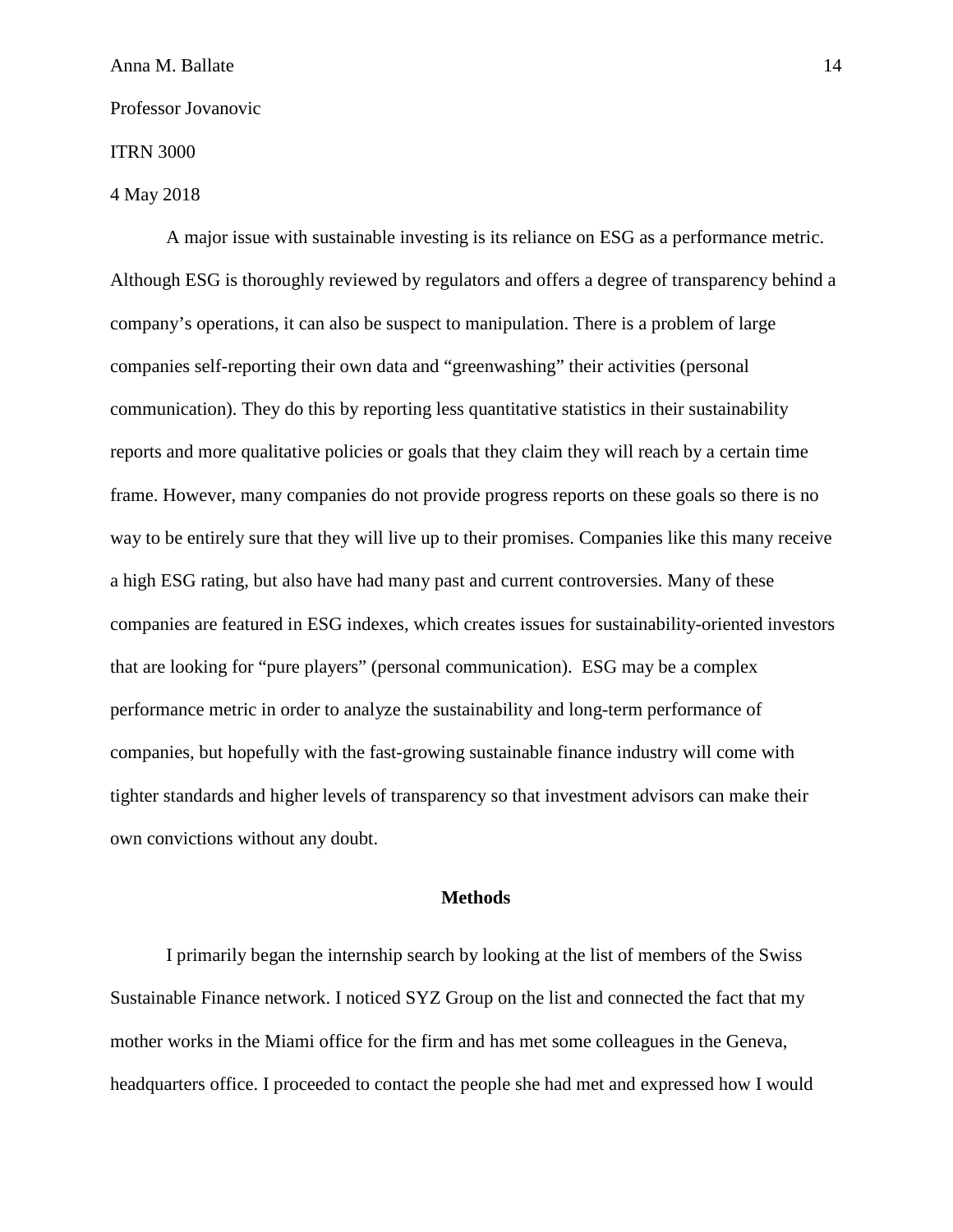A major issue with sustainable investing is its reliance on ESG as a performance metric. Although ESG is thoroughly reviewed by regulators and offers a degree of transparency behind a company's operations, it can also be suspect to manipulation. There is a problem of large companies self-reporting their own data and "greenwashing" their activities (personal communication). They do this by reporting less quantitative statistics in their sustainability reports and more qualitative policies or goals that they claim they will reach by a certain time frame. However, many companies do not provide progress reports on these goals so there is no way to be entirely sure that they will live up to their promises. Companies like this many receive a high ESG rating, but also have had many past and current controversies. Many of these companies are featured in ESG indexes, which creates issues for sustainability-oriented investors that are looking for "pure players" (personal communication). ESG may be a complex performance metric in order to analyze the sustainability and long-term performance of companies, but hopefully with the fast-growing sustainable finance industry will come with tighter standards and higher levels of transparency so that investment advisors can make their own convictions without any doubt.

## Methods

I primarily began the internship search by looking at the list of members of the Swiss Sustainable Finance network. I noticed SYZ Group on the list and connected the fact that my mother works in the Miami office for the firm and has met some colleagues in the Geneva, headquarters office. I proceeded to contact the people she had met and expressed how I would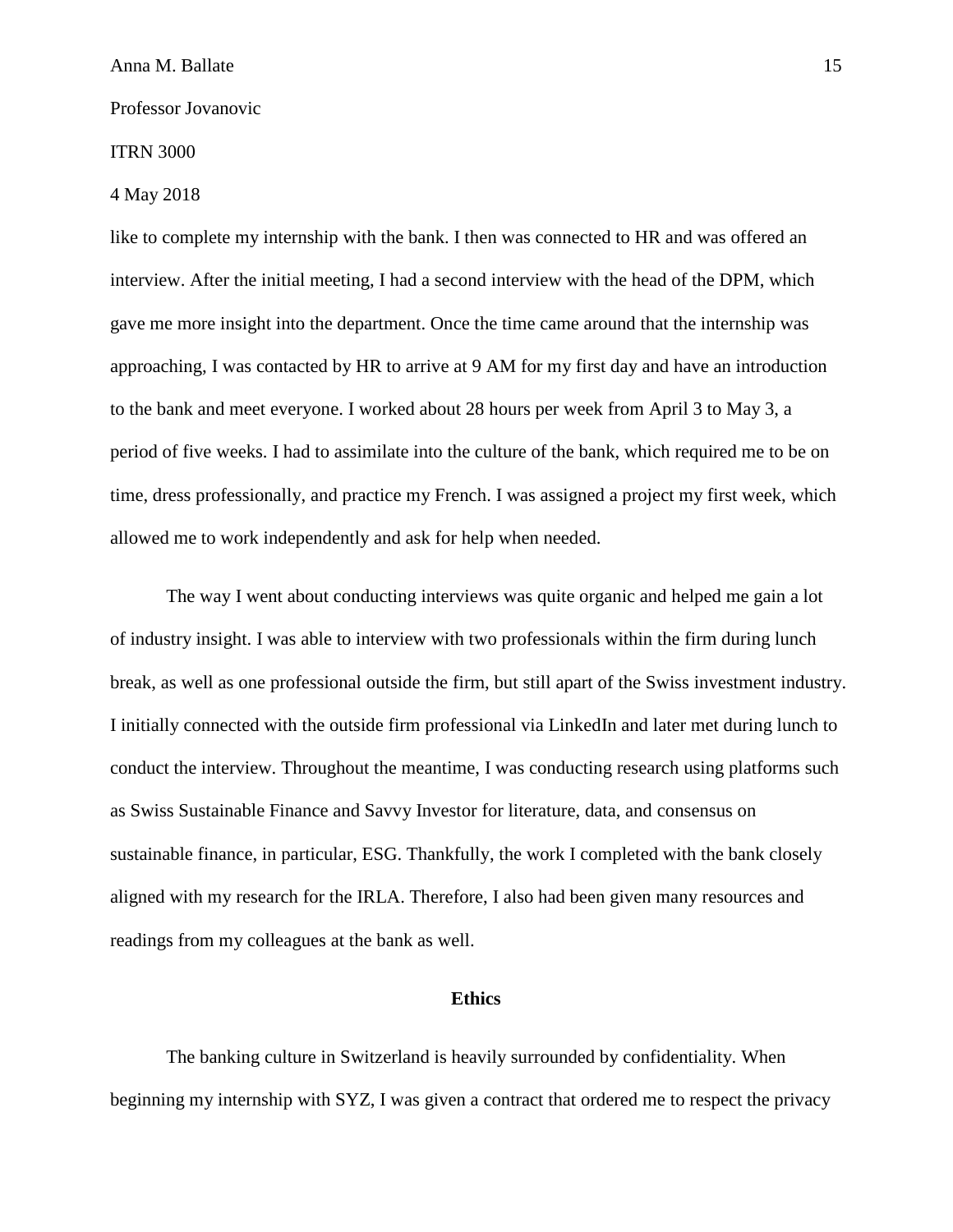like to complete my internship with the bank. I then was connected to HR and was offered an interview. After the initial meeting, I had a second interview with the head of the DPM, which gave me more insight into the department. Once the time came around that the internship was approaching, I was contacted by HR to arrive at 9 AM for my first day and have an introduction to the bank and meet everyone. I worked about 28 hours per week from April 3 to May 3, a period of five weeks. I had to assimilate into the culture of the bank, which required me to be on time, dress professionally, and practice my French. I was assigned a project my first week, which allowed me to work independently and ask for help when needed.

The way I went about conducting interviews was quite organic and helped me gain a lot of industry insight. I was able to interview with two professionals within the firm during lunch break, as well as one professional outside the firm, but still apart of the Swiss investment industry. I initially connected with the outside firm professional via LinkedIn and later met during lunch to conduct the interview. Throughout the meantime, I was conducting research using platforms such as Swiss Sustainable Finance and Savvy Investor for literature, data, and consensus on sustainable finance, in particular, ESG. Thankfully, the work I completed with the bank closely aligned with my research for the IRLA. Therefore, I also had been given many resources and readings from my colleagues at the bank as well.

## Ethics

The banking culture in Switzerland is heavily surrounded by confidentiality. When beginning my internship with SYZ, I was given a contract that ordered me to respect the privacy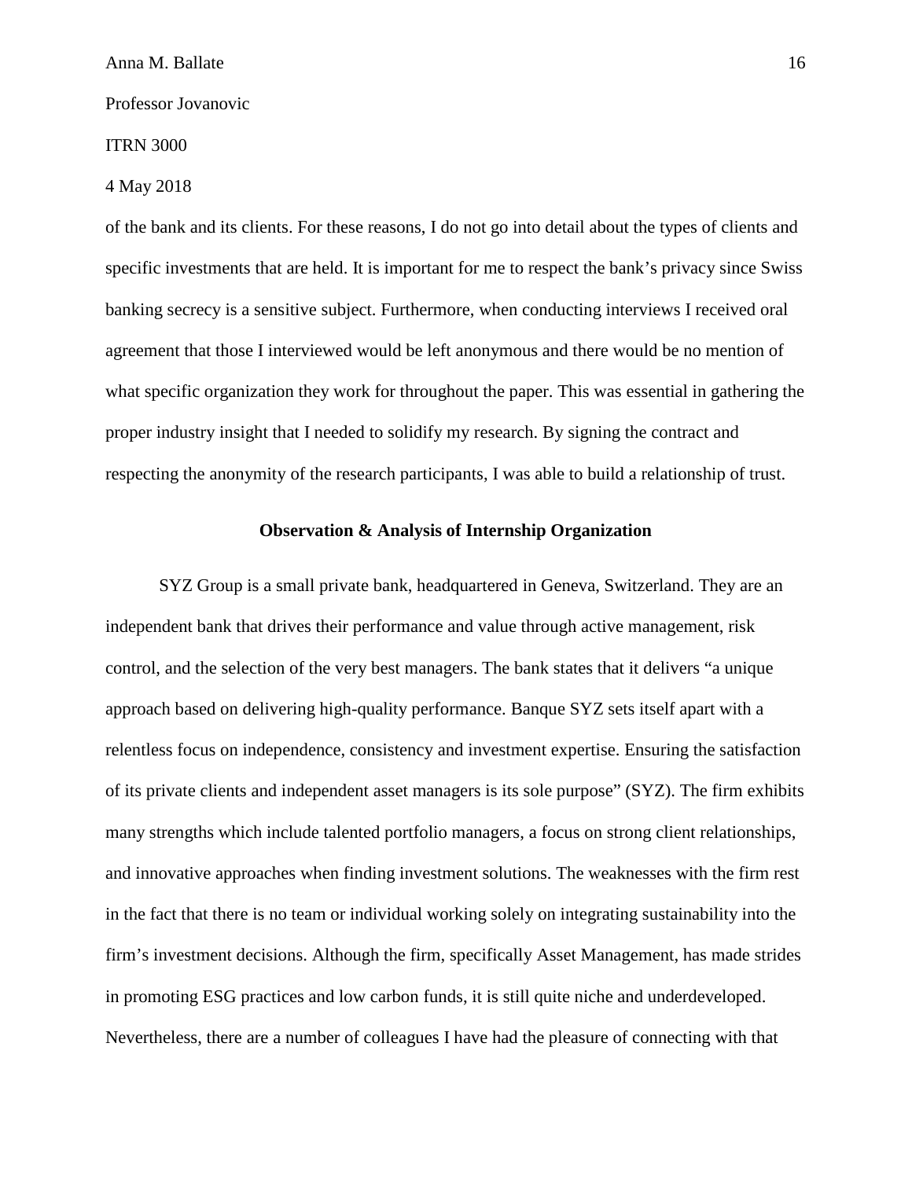of the bank and its clients. For these reasons, I do not go into detail about the types of clients and specific investments that are held. It is important for me to respect the bank's privacy since Swiss banking secrecy is a sensitive subject. Furthermore, when conducting interviews I received oral agreement that those I interviewed would be left anonymous and there would be no mention of what specific organization they work for throughout the paper. This was essential in gathering the proper industry insight that I needed to solidify my research. By signing the contract and respecting the anonymity of the research participants, I was able to build a relationship of trust.

## Observation & Analysis of Internship Organization

SYZ Group is a small private bank, headquartered in Geneva, Switzerland. They are an independent bank that drives their performance and value through active management, risk control, and the selection of the very best managers. The bank states that it delivers "a unique approach based on delivering high-quality performance. Banque SYZ sets itself apart with a relentless focus on independence, consistency and investment expertise. Ensuring the satisfaction of its private clients and independent asset managers is its sole purpose" (SYZ). The firm exhibits many strengths which include talented portfolio managers, a focus on strong client relationships, and innovative approaches when finding investment solutions. The weaknesses with the firm rest in the fact that there is no team or individual working solely on integrating sustainability into the firm's investment decisions. Although the firm, specifically Asset Management, has made strides in promoting ESG practices and low carbon funds, it is still quite niche and underdeveloped. Nevertheless, there are a number of colleagues I have had the pleasure of connecting with that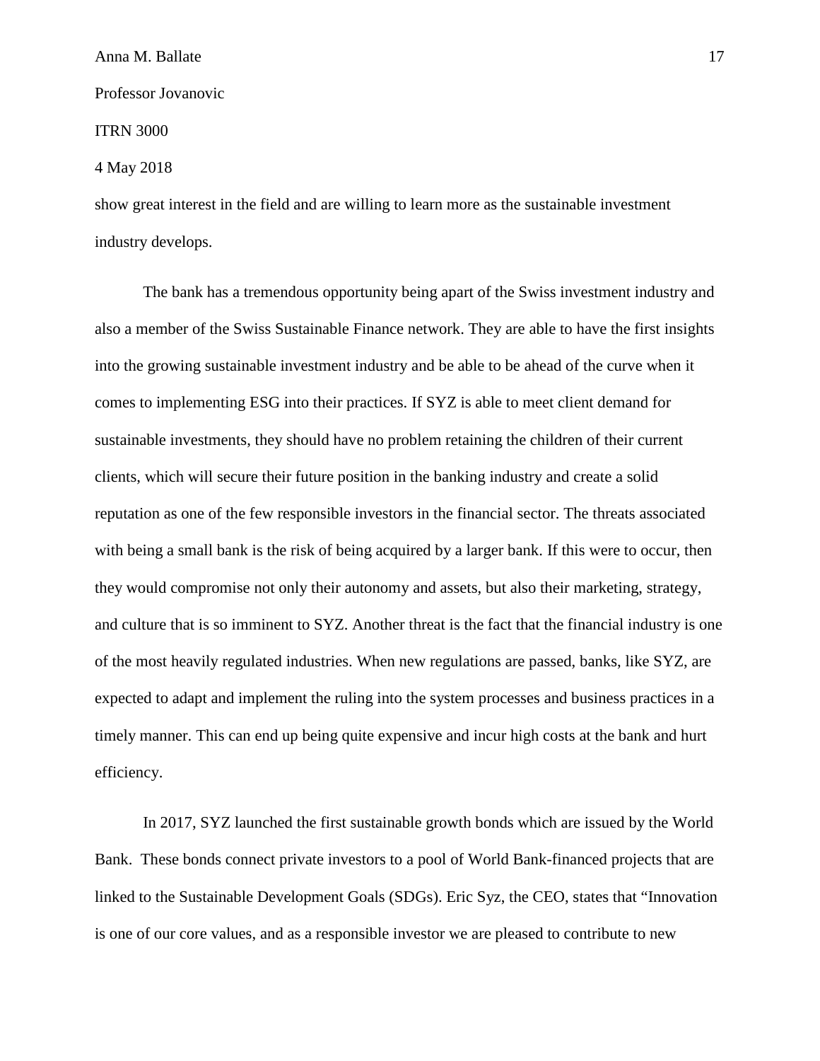show great interest in the field and are willing to learn more as the sustainable investment industry develops.

The bank has a tremendous opportunity being apart of the Swiss investment industry and also a member of the Swiss Sustainable Finance network. They are able to have the first insights into the growing sustainable investment industry and be able to be ahead of the curve when it comes to implementing ESG into their practices. If SYZ is able to meet client demand for sustainable investments, they should have no problem retaining the children of their current clients, which will secure their future position in the banking industry and create a solid reputation as one of the few responsible investors in the financial sector. The threats associated with being a small bank is the risk of being acquired by a larger bank. If this were to occur, then they would compromise not only their autonomy and assets, but also their marketing, strategy, and culture that is so imminent to SYZ. Another threat is the fact that the financial industry is one of the most heavily regulated industries. When new regulations are passed, banks, like SYZ, are expected to adapt and implement the ruling into the system processes and business practices in a timely manner. This can end up being quite expensive and incur high costs at the bank and hurt efficiency.

In 2017, SYZ launched the first sustainable growth bonds which are issued by the World Bank. These bonds connect private investors to a pool of World Bank-financed projects that are linked to the Sustainable Development Goals (SDGs). Eric Syz, the CEO, states that "Innovation is one of our core values, and as a responsible investor we are pleased to contribute to new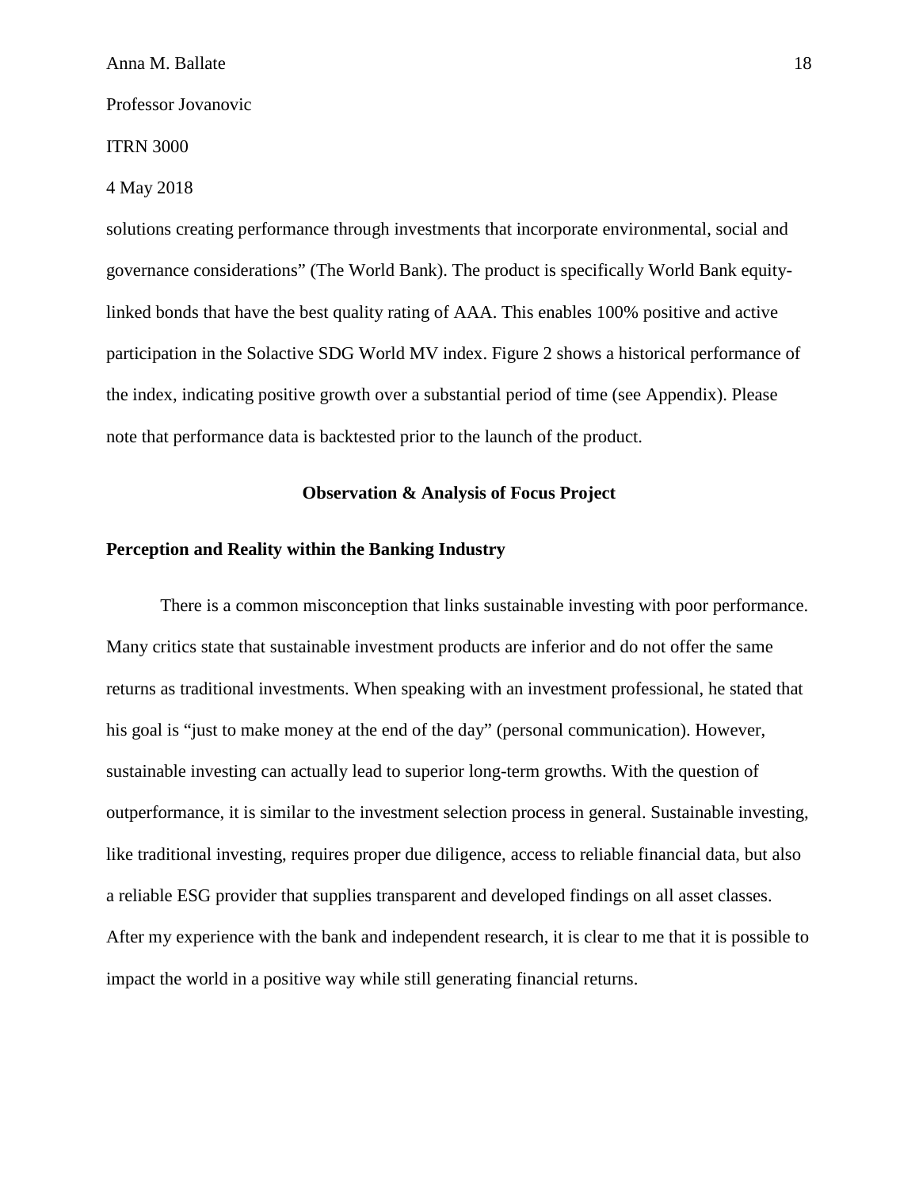solutions creating performance through investments that incorporate environmental, social and governance considerations" (The World Bank). The product is specifically World Bank equity-linked bonds that have the best quality rating of AAA. This enables 100% positive and active participation in the Solactive SDG World MV index. Figure 2 shows a historical performance of the index, indicating positive growth over a substantial period of time (see Appendix). Please note that performance data is backtested prior to the launch of the product.

## Observation & Analysis of Focus Project

### Perception and Reality within the Banking Industry

There is a common misconception that links sustainable investing with poor performance. Many critics state that sustainable investment products are inferior and do not offer the same returns as traditional investments. When speaking with an investment professional, he stated that his goal is "just to make money at the end of the day" (personal communication). However, sustainable investing can actually lead to superior long-term growths. With the question of outperformance, it is similar to the investment selection process in general. Sustainable investing, like traditional investing, requires proper due diligence, access to reliable financial data, but also a reliable ESG provider that supplies transparent and developed findings on all asset classes. After my experience with the bank and independent research, it is clear to me that it is possible to impact the world in a positive way while still generating financial returns.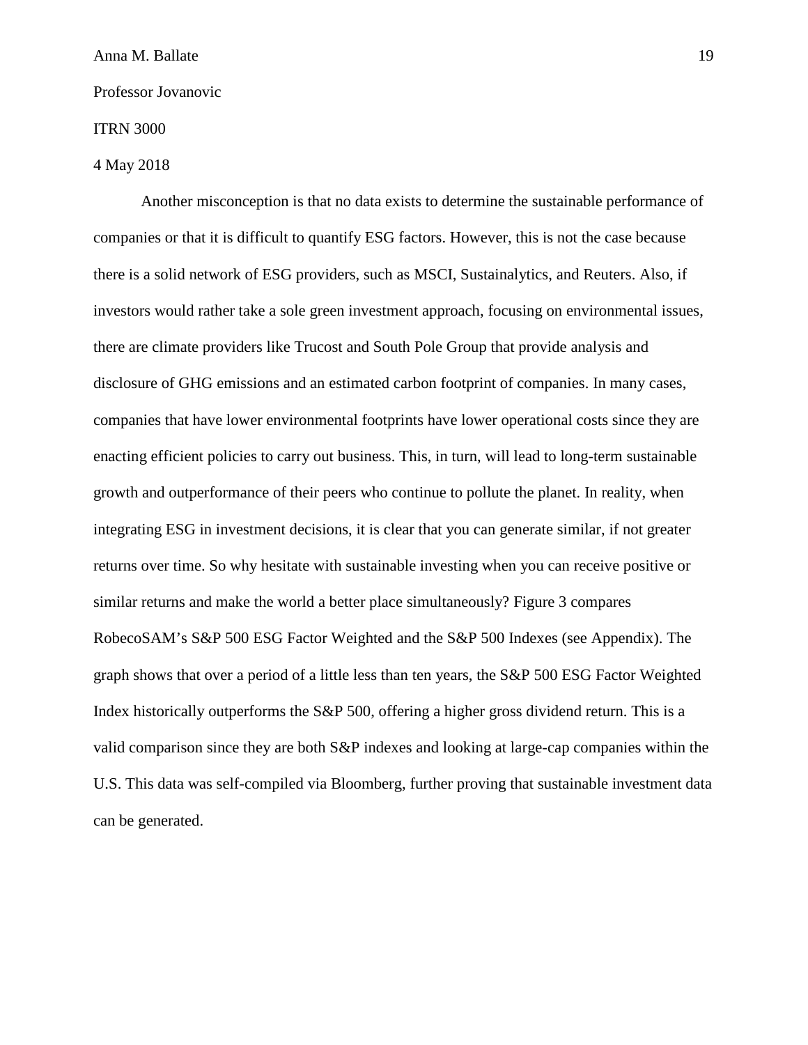Another misconception is that no data exists to determine the sustainable performance of companies or that it is difficult to quantify ESG factors. However, this is not the case because there is a solid network of ESG providers, such as MSCI, Sustainalytics, and Reuters. Also, if investors would rather take a sole green investment approach, focusing on environmental issues, there are climate providers like Trucost and South Pole Group that provide analysis and disclosure of GHG emissions and an estimated carbon footprint of companies. In many cases, companies that have lower environmental footprints have lower operational costs since they are enacting efficient policies to carry out business. This, in turn, will lead to long-term sustainable growth and outperformance of their peers who continue to pollute the planet. In reality, when integrating ESG in investment decisions, it is clear that you can generate similar, if not greater returns over time. So why hesitate with sustainable investing when you can receive positive or similar returns and make the world a better place simultaneously? Figure 3 compares RobecoSAM's S&P 500 ESG Factor Weighted and the S&P 500 Indexes (see Appendix). The graph shows that over a period of a little less than ten years, the S&P 500 ESG Factor Weighted Index historically outperforms the S&P 500, offering a higher gross dividend return. This is a valid comparison since they are both S&P indexes and looking at large-cap companies within the U.S. This data was self-compiled via Bloomberg, further proving that sustainable investment data can be generated.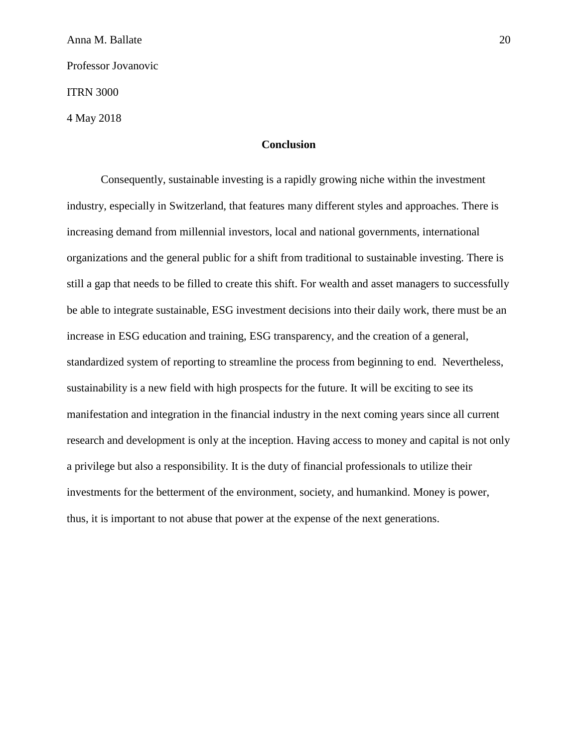Anna M. Ballate

Professor Jovanovic

ITRN 3000

4 May 2018

## Conclusion

Consequently, sustainable investing is a rapidly growing niche within the investment industry, especially in Switzerland, that features many different styles and approaches. There is increasing demand from millennial investors, local and national governments, international organizations and the general public for a shift from traditional to sustainable investing. There is still a gap that needs to be filled to create this shift. For wealth and asset managers to successfully be able to integrate sustainable, ESG investment decisions into their daily work, there must be an increase in ESG education and training, ESG transparency, and the creation of a general, standardized system of reporting to streamline the process from beginning to end. Nevertheless, sustainability is a new field with high prospects for the future. It will be exciting to see its manifestation and integration in the financial industry in the next coming years since all current research and development is only at the inception. Having access to money and capital is not only a privilege but also a responsibility. It is the duty of financial professionals to utilize their investments for the betterment of the environment, society, and humankind. Money is power, thus, it is important to not abuse that power at the expense of the next generations.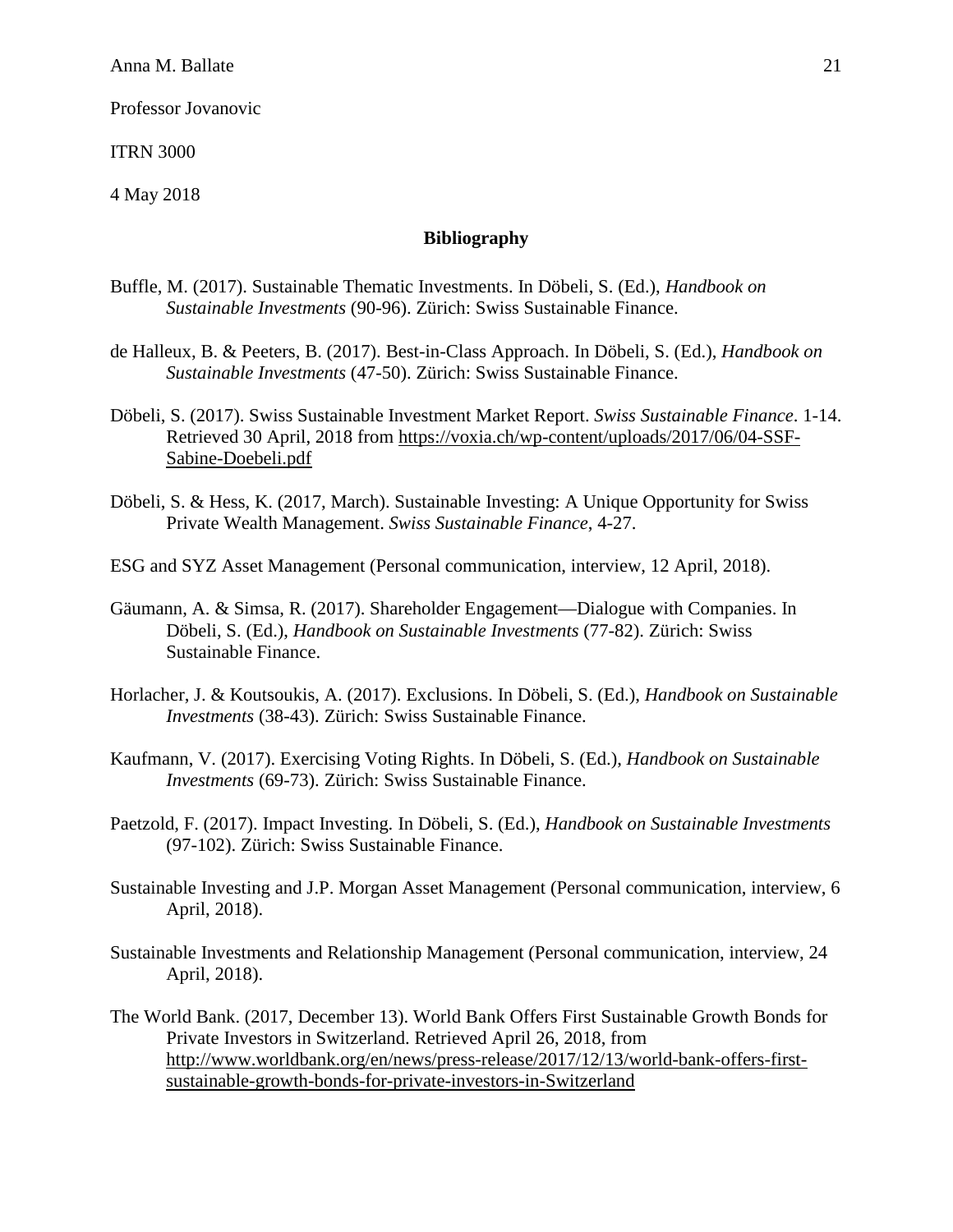Anna M. Ballate

Professor Jovanovic

ITRN 3000

4 May 2018

**Bibliography**

Buffle, M. (2017). Sustainable Thematic Investments. In Döbeli, S. (Ed.), *Handbook on Sustainable Investments* (90-96). Zürich: Swiss Sustainable Finance.

de Halleux, B. & Peeters, B. (2017). Best-in-Class Approach. In Döbeli, S. (Ed.), *Handbook on Sustainable Investments* (47-50). Zürich: Swiss Sustainable Finance.

Döbeli, S. (2017). Swiss Sustainable Investment Market Report. *Swiss Sustainable Finance*. 1-14. Retrieved 30 April, 2018 from https://voxia.ch/wp-content/uploads/2017/06/04-SSF-Sabine-Doebeli.pdf

Döbeli, S. & Hess, K. (2017, March). Sustainable Investing: A Unique Opportunity for Swiss Private Wealth Management. *Swiss Sustainable Finance*, 4-27.

ESG and SYZ Asset Management (Personal communication, interview, 12 April, 2018).

Gäumann, A. & Simsa, R. (2017). Shareholder Engagement—Dialogue with Companies. In Döbeli, S. (Ed.), *Handbook on Sustainable Investments* (77-82). Zürich: Swiss Sustainable Finance.

Horlacher, J. & Koutsoukis, A. (2017). Exclusions. In Döbeli, S. (Ed.), *Handbook on Sustainable Investments* (38-43). Zürich: Swiss Sustainable Finance.

Kaufmann, V. (2017). Exercising Voting Rights. In Döbeli, S. (Ed.), *Handbook on Sustainable Investments* (69-73). Zürich: Swiss Sustainable Finance.

Paetzold, F. (2017). Impact Investing. In Döbeli, S. (Ed.), *Handbook on Sustainable Investments* (97-102). Zürich: Swiss Sustainable Finance.

Sustainable Investing and J.P. Morgan Asset Management (Personal communication, interview, 6 April, 2018).

Sustainable Investments and Relationship Management (Personal communication, interview, 24 April, 2018).

The World Bank. (2017, December 13). World Bank Offers First Sustainable Growth Bonds for Private Investors in Switzerland. Retrieved April 26, 2018, from http://www.worldbank.org/en/news/press-release/2017/12/13/world-bank-offers-first-sustainable-growth-bonds-for-private-investors-in-Switzerland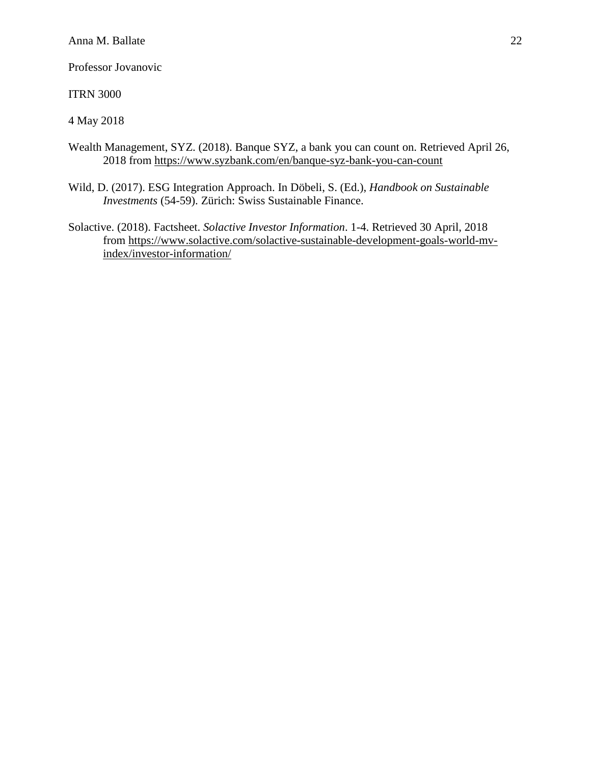Anna M. Ballate

Professor Jovanovic

ITRN 3000

4 May 2018

Wealth Management, SYZ. (2018). Banque SYZ, a bank you can count on. Retrieved April 26, 2018 from https://www.syzbank.com/en/banque-syz-bank-you-can-count

Wild, D. (2017). ESG Integration Approach. In Döbeli, S. (Ed.), *Handbook on Sustainable Investments* (54-59). Zürich: Swiss Sustainable Finance.

Solactive. (2018). Factsheet. *Solactive Investor Information*. 1-4. Retrieved 30 April, 2018 from https://www.solactive.com/solactive-sustainable-development-goals-world-mv-index/investor-information/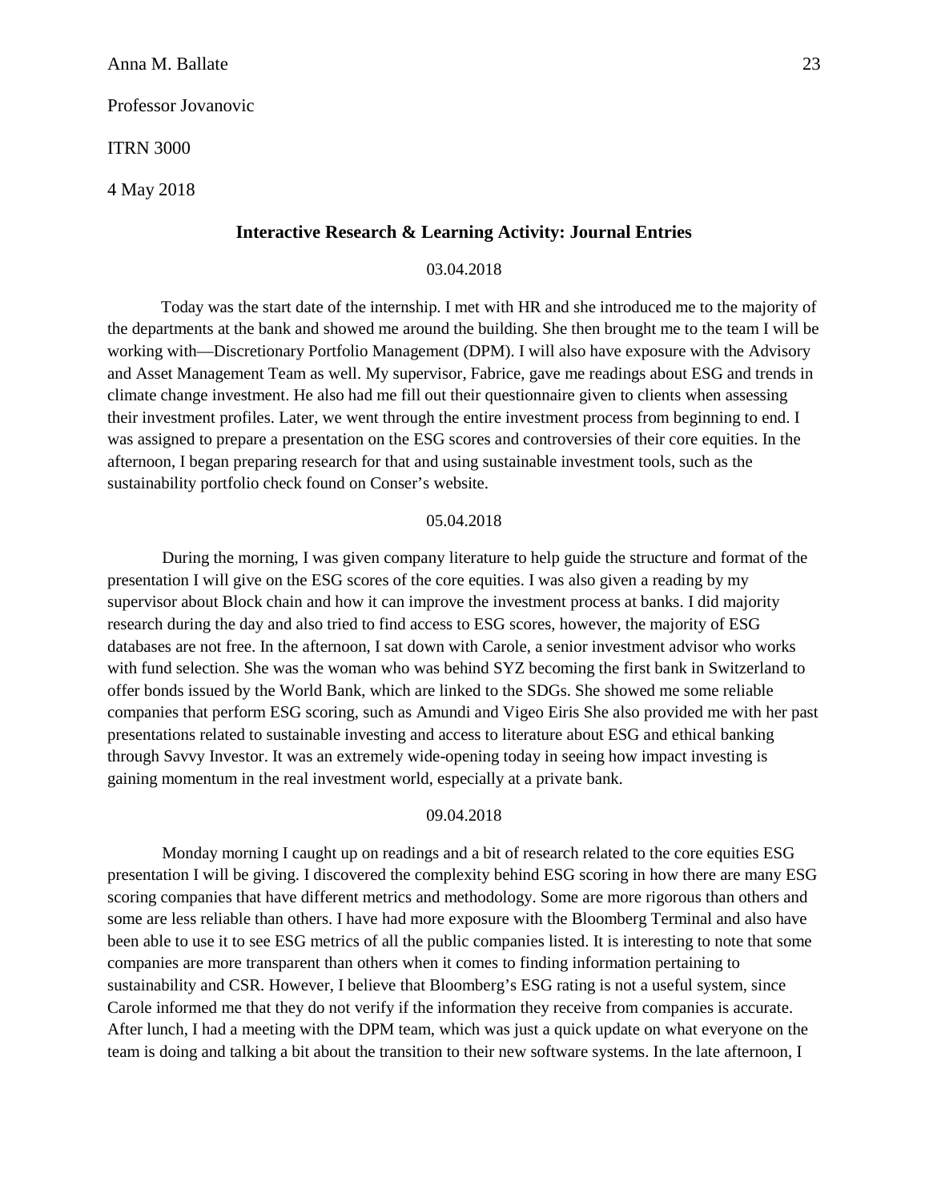Anna M. Ballate

Professor Jovanovic

ITRN 3000

4 May 2018

## Interactive Research & Learning Activity: Journal Entries

03.04.2018

Today was the start date of the internship. I met with HR and she introduced me to the majority of the departments at the bank and showed me around the building. She then brought me to the team I will be working with—Discretionary Portfolio Management (DPM). I will also have exposure with the Advisory and Asset Management Team as well. My supervisor, Fabrice, gave me readings about ESG and trends in climate change investment. He also had me fill out their questionnaire given to clients when assessing their investment profiles. Later, we went through the entire investment process from beginning to end. I was assigned to prepare a presentation on the ESG scores and controversies of their core equities. In the afternoon, I began preparing research for that and using sustainable investment tools, such as the sustainability portfolio check found on Conser's website.

05.04.2018

During the morning, I was given company literature to help guide the structure and format of the presentation I will give on the ESG scores of the core equities. I was also given a reading by my supervisor about Block chain and how it can improve the investment process at banks. I did majority research during the day and also tried to find access to ESG scores, however, the majority of ESG databases are not free. In the afternoon, I sat down with Carole, a senior investment advisor who works with fund selection. She was the woman who was behind SYZ becoming the first bank in Switzerland to offer bonds issued by the World Bank, which are linked to the SDGs. She showed me some reliable companies that perform ESG scoring, such as Amundi and Vigeo Eiris She also provided me with her past presentations related to sustainable investing and access to literature about ESG and ethical banking through Savvy Investor. It was an extremely wide-opening today in seeing how impact investing is gaining momentum in the real investment world, especially at a private bank.

09.04.2018

Monday morning I caught up on readings and a bit of research related to the core equities ESG presentation I will be giving. I discovered the complexity behind ESG scoring in how there are many ESG scoring companies that have different metrics and methodology. Some are more rigorous than others and some are less reliable than others. I have had more exposure with the Bloomberg Terminal and also have been able to use it to see ESG metrics of all the public companies listed. It is interesting to note that some companies are more transparent than others when it comes to finding information pertaining to sustainability and CSR. However, I believe that Bloomberg's ESG rating is not a useful system, since Carole informed me that they do not verify if the information they receive from companies is accurate. After lunch, I had a meeting with the DPM team, which was just a quick update on what everyone on the team is doing and talking a bit about the transition to their new software systems. In the late afternoon, I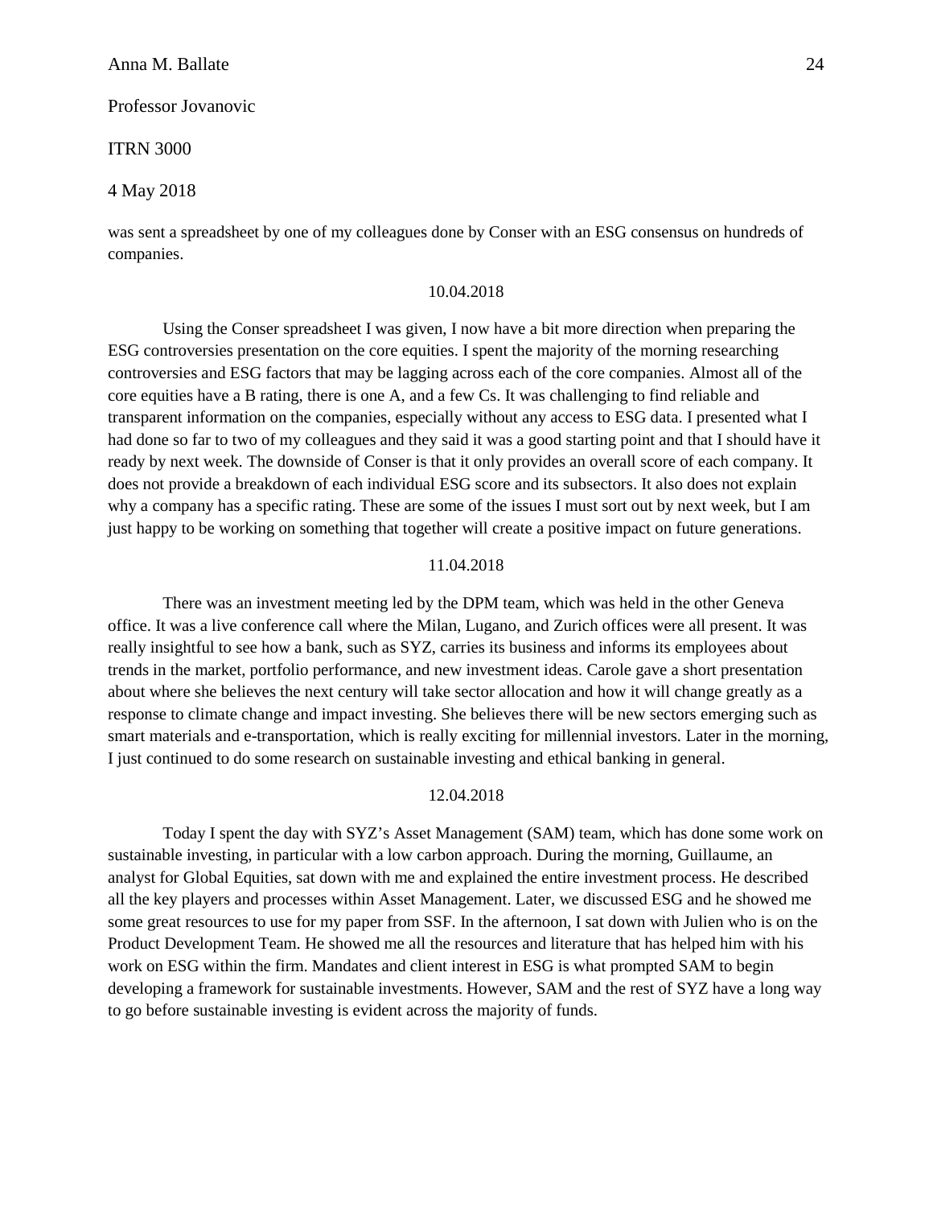was sent a spreadsheet by one of my colleagues done by Conser with an ESG consensus on hundreds of companies.

10.04.2018

Using the Conser spreadsheet I was given, I now have a bit more direction when preparing the ESG controversies presentation on the core equities. I spent the majority of the morning researching controversies and ESG factors that may be lagging across each of the core companies. Almost all of the core equities have a B rating, there is one A, and a few Cs. It was challenging to find reliable and transparent information on the companies, especially without any access to ESG data. I presented what I had done so far to two of my colleagues and they said it was a good starting point and that I should have it ready by next week. The downside of Conser is that it only provides an overall score of each company. It does not provide a breakdown of each individual ESG score and its subsectors. It also does not explain why a company has a specific rating. These are some of the issues I must sort out by next week, but I am just happy to be working on something that together will create a positive impact on future generations.

11.04.2018

There was an investment meeting led by the DPM team, which was held in the other Geneva office. It was a live conference call where the Milan, Lugano, and Zurich offices were all present. It was really insightful to see how a bank, such as SYZ, carries its business and informs its employees about trends in the market, portfolio performance, and new investment ideas. Carole gave a short presentation about where she believes the next century will take sector allocation and how it will change greatly as a response to climate change and impact investing. She believes there will be new sectors emerging such as smart materials and e-transportation, which is really exciting for millennial investors. Later in the morning, I just continued to do some research on sustainable investing and ethical banking in general.

12.04.2018

Today I spent the day with SYZ's Asset Management (SAM) team, which has done some work on sustainable investing, in particular with a low carbon approach. During the morning, Guillaume, an analyst for Global Equities, sat down with me and explained the entire investment process. He described all the key players and processes within Asset Management. Later, we discussed ESG and he showed me some great resources to use for my paper from SSF. In the afternoon, I sat down with Julien who is on the Product Development Team. He showed me all the resources and literature that has helped him with his work on ESG within the firm. Mandates and client interest in ESG is what prompted SAM to begin developing a framework for sustainable investments. However, SAM and the rest of SYZ have a long way to go before sustainable investing is evident across the majority of funds.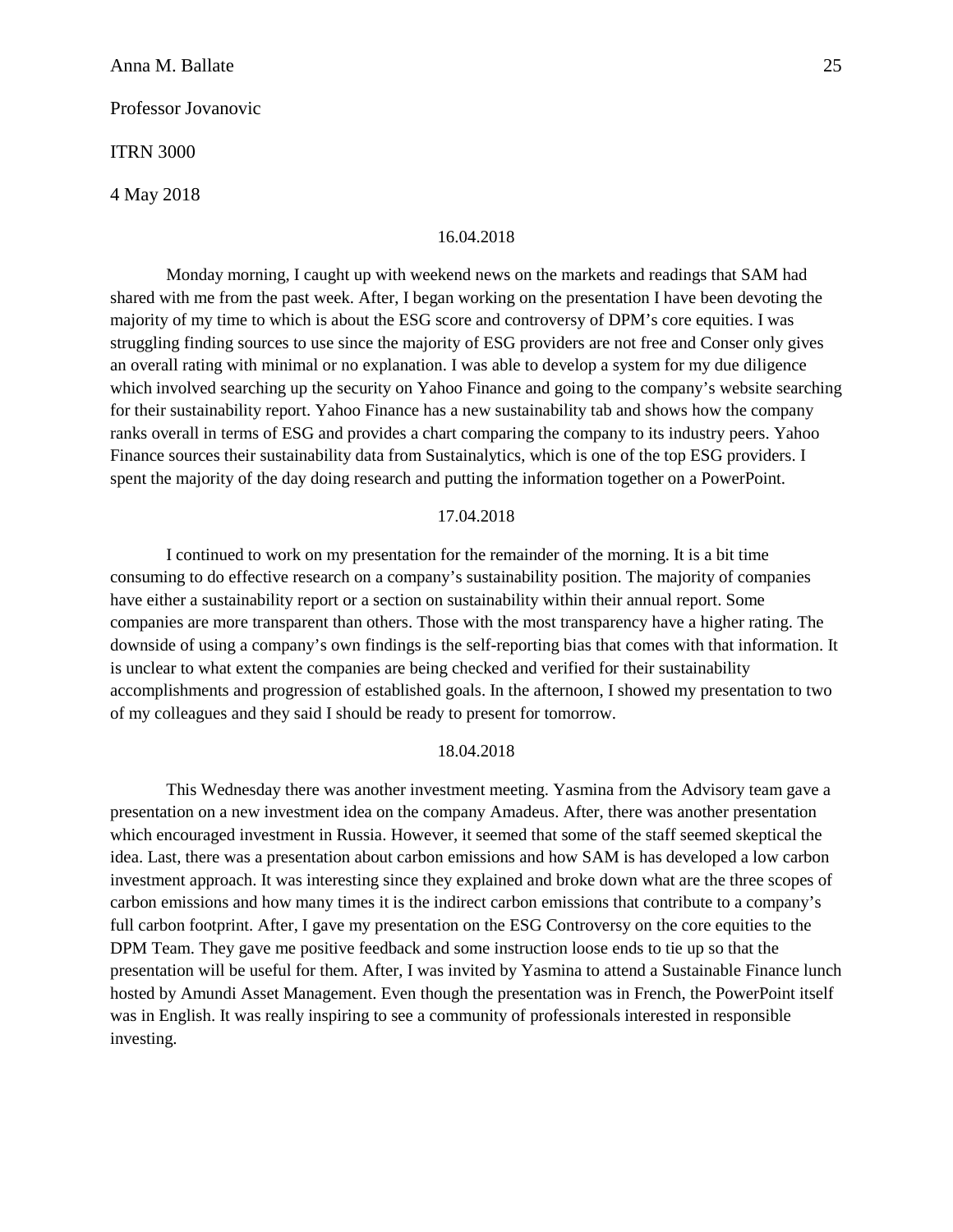Anna M. Ballate

Professor Jovanovic

ITRN 3000

4 May 2018

16.04.2018

Monday morning, I caught up with weekend news on the markets and readings that SAM had shared with me from the past week. After, I began working on the presentation I have been devoting the majority of my time to which is about the ESG score and controversy of DPM's core equities. I was struggling finding sources to use since the majority of ESG providers are not free and Conser only gives an overall rating with minimal or no explanation. I was able to develop a system for my due diligence which involved searching up the security on Yahoo Finance and going to the company's website searching for their sustainability report. Yahoo Finance has a new sustainability tab and shows how the company ranks overall in terms of ESG and provides a chart comparing the company to its industry peers. Yahoo Finance sources their sustainability data from Sustainalytics, which is one of the top ESG providers. I spent the majority of the day doing research and putting the information together on a PowerPoint.

17.04.2018

I continued to work on my presentation for the remainder of the morning. It is a bit time consuming to do effective research on a company's sustainability position. The majority of companies have either a sustainability report or a section on sustainability within their annual report. Some companies are more transparent than others. Those with the most transparency have a higher rating. The downside of using a company's own findings is the self-reporting bias that comes with that information. It is unclear to what extent the companies are being checked and verified for their sustainability accomplishments and progression of established goals. In the afternoon, I showed my presentation to two of my colleagues and they said I should be ready to present for tomorrow.

18.04.2018

This Wednesday there was another investment meeting. Yasmina from the Advisory team gave a presentation on a new investment idea on the company Amadeus. After, there was another presentation which encouraged investment in Russia. However, it seemed that some of the staff seemed skeptical the idea. Last, there was a presentation about carbon emissions and how SAM is has developed a low carbon investment approach. It was interesting since they explained and broke down what are the three scopes of carbon emissions and how many times it is the indirect carbon emissions that contribute to a company's full carbon footprint. After, I gave my presentation on the ESG Controversy on the core equities to the DPM Team. They gave me positive feedback and some instruction loose ends to tie up so that the presentation will be useful for them. After, I was invited by Yasmina to attend a Sustainable Finance lunch hosted by Amundi Asset Management. Even though the presentation was in French, the PowerPoint itself was in English. It was really inspiring to see a community of professionals interested in responsible investing.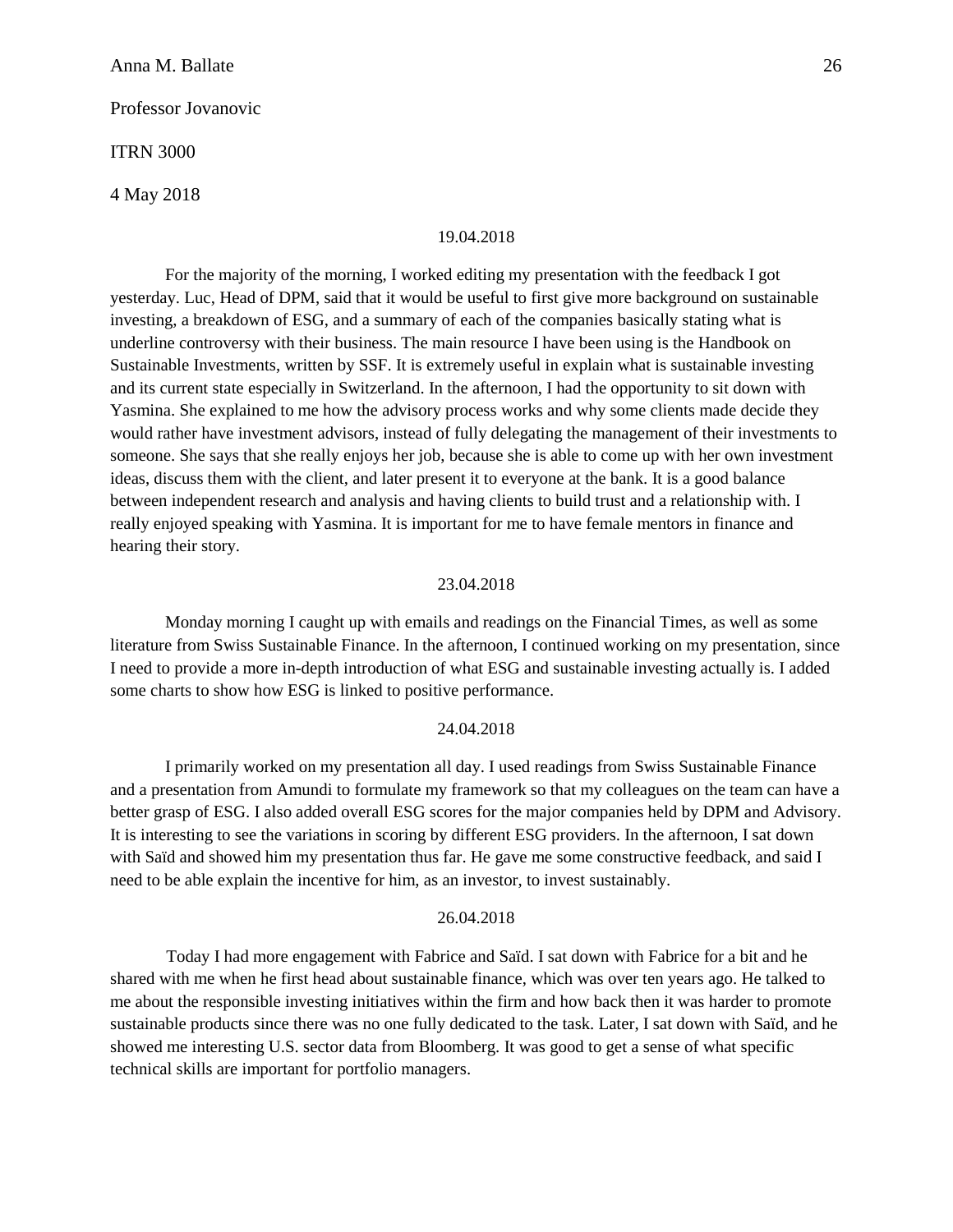Anna M. Ballate

Professor Jovanovic

ITRN 3000

4 May 2018

19.04.2018

For the majority of the morning, I worked editing my presentation with the feedback I got yesterday. Luc, Head of DPM, said that it would be useful to first give more background on sustainable investing, a breakdown of ESG, and a summary of each of the companies basically stating what is underline controversy with their business. The main resource I have been using is the Handbook on Sustainable Investments, written by SSF. It is extremely useful in explain what is sustainable investing and its current state especially in Switzerland. In the afternoon, I had the opportunity to sit down with Yasmina. She explained to me how the advisory process works and why some clients made decide they would rather have investment advisors, instead of fully delegating the management of their investments to someone. She says that she really enjoys her job, because she is able to come up with her own investment ideas, discuss them with the client, and later present it to everyone at the bank. It is a good balance between independent research and analysis and having clients to build trust and a relationship with. I really enjoyed speaking with Yasmina. It is important for me to have female mentors in finance and hearing their story.

23.04.2018

Monday morning I caught up with emails and readings on the Financial Times, as well as some literature from Swiss Sustainable Finance. In the afternoon, I continued working on my presentation, since I need to provide a more in-depth introduction of what ESG and sustainable investing actually is. I added some charts to show how ESG is linked to positive performance.

24.04.2018

I primarily worked on my presentation all day. I used readings from Swiss Sustainable Finance and a presentation from Amundi to formulate my framework so that my colleagues on the team can have a better grasp of ESG. I also added overall ESG scores for the major companies held by DPM and Advisory. It is interesting to see the variations in scoring by different ESG providers. In the afternoon, I sat down with Saïd and showed him my presentation thus far. He gave me some constructive feedback, and said I need to be able explain the incentive for him, as an investor, to invest sustainably.

26.04.2018

Today I had more engagement with Fabrice and Saïd. I sat down with Fabrice for a bit and he shared with me when he first head about sustainable finance, which was over ten years ago. He talked to me about the responsible investing initiatives within the firm and how back then it was harder to promote sustainable products since there was no one fully dedicated to the task. Later, I sat down with Saïd, and he showed me interesting U.S. sector data from Bloomberg. It was good to get a sense of what specific technical skills are important for portfolio managers.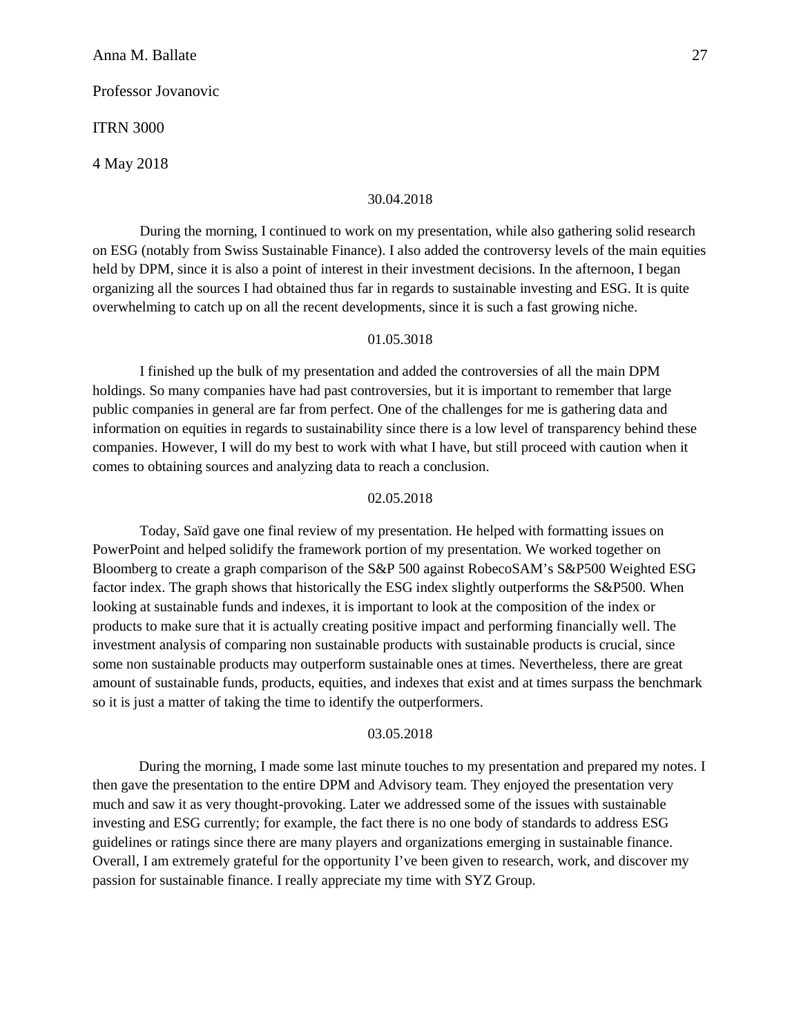Anna M. Ballate

Professor Jovanovic

ITRN 3000

4 May 2018

30.04.2018

During the morning, I continued to work on my presentation, while also gathering solid research on ESG (notably from Swiss Sustainable Finance). I also added the controversy levels of the main equities held by DPM, since it is also a point of interest in their investment decisions. In the afternoon, I began organizing all the sources I had obtained thus far in regards to sustainable investing and ESG. It is quite overwhelming to catch up on all the recent developments, since it is such a fast growing niche.

01.05.3018

I finished up the bulk of my presentation and added the controversies of all the main DPM holdings. So many companies have had past controversies, but it is important to remember that large public companies in general are far from perfect. One of the challenges for me is gathering data and information on equities in regards to sustainability since there is a low level of transparency behind these companies. However, I will do my best to work with what I have, but still proceed with caution when it comes to obtaining sources and analyzing data to reach a conclusion.

02.05.2018

Today, Saïd gave one final review of my presentation. He helped with formatting issues on PowerPoint and helped solidify the framework portion of my presentation. We worked together on Bloomberg to create a graph comparison of the S&P 500 against RobecoSAM's S&P500 Weighted ESG factor index. The graph shows that historically the ESG index slightly outperforms the S&P500. When looking at sustainable funds and indexes, it is important to look at the composition of the index or products to make sure that it is actually creating positive impact and performing financially well. The investment analysis of comparing non sustainable products with sustainable products is crucial, since some non sustainable products may outperform sustainable ones at times. Nevertheless, there are great amount of sustainable funds, products, equities, and indexes that exist and at times surpass the benchmark so it is just a matter of taking the time to identify the outperformers.

03.05.2018

During the morning, I made some last minute touches to my presentation and prepared my notes. I then gave the presentation to the entire DPM and Advisory team. They enjoyed the presentation very much and saw it as very thought-provoking. Later we addressed some of the issues with sustainable investing and ESG currently; for example, the fact there is no one body of standards to address ESG guidelines or ratings since there are many players and organizations emerging in sustainable finance. Overall, I am extremely grateful for the opportunity I've been given to research, work, and discover my passion for sustainable finance. I really appreciate my time with SYZ Group.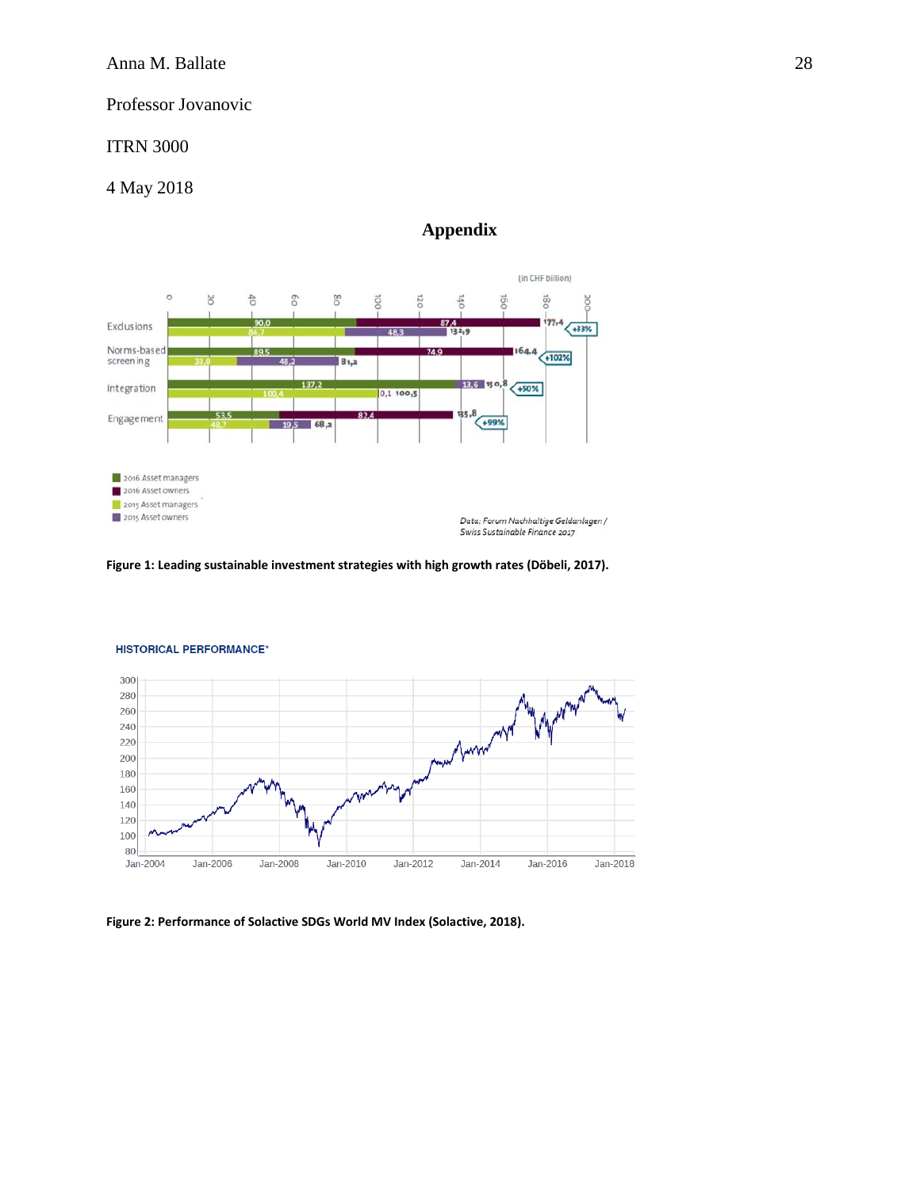Anna M. Ballate

Professor Jovanovic

ITRN 3000

4 May 2018

## Appendix

**Figure 1: Leading sustainable investment strategies with high growth rates (Döbeli, 2017).**

**Figure 2: Performance of Solactive SDGs World MV Index (Solactive, 2018).**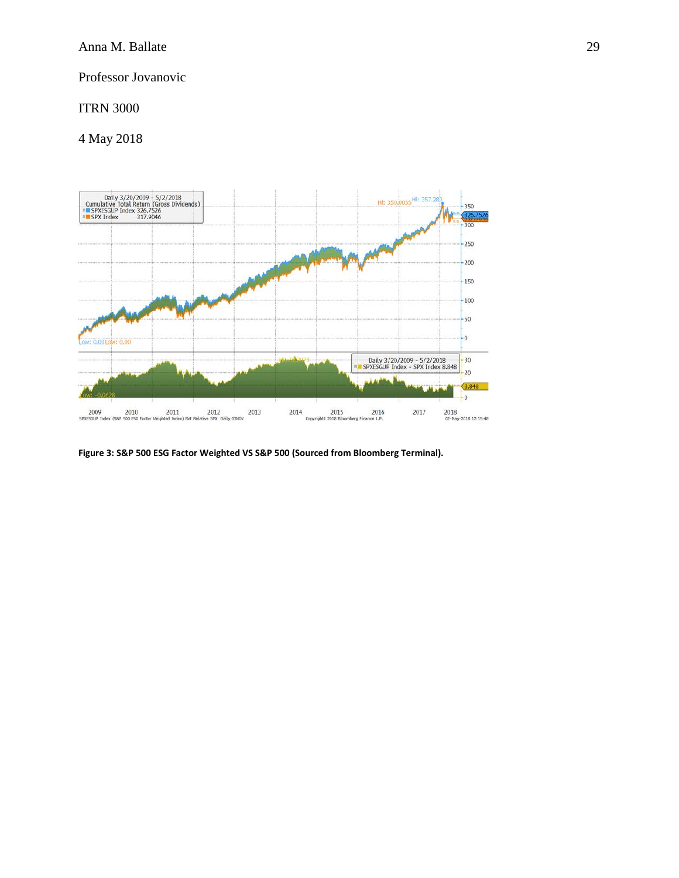Anna M. Ballate

Professor Jovanovic

ITRN 3000

4 May 2018

Daily 3/20/2009 - 5/2/2018
Cumulative Total Return (Gross Dividends)
SPXESGUP Index 326.7526
SPX Index 317.9046

Hi: 359.0055
Hi: 357.282

350
326.7526
300
250
200
150
100
50
0

Low: 0.00 Low: 0.00

Daily 3/20/2009 - 5/2/2018
SPXESGUP Index - SPX Index 8.848

30
20
8.848
0

Low: -0.0628

2009 2010 2011 2012 2013 2014 2015 2016 2017 2018

SPXESGUP Index (S&P 500 ESG Factor Weighted Index) Ret Relative SPX Daily 03NOV

Copyright© 2018 Bloomberg Finance L.P.

02-May-2018 12:15:48

**Figure 3: S&P 500 ESG Factor Weighted VS S&P 500 (Sourced from Bloomberg Terminal).**